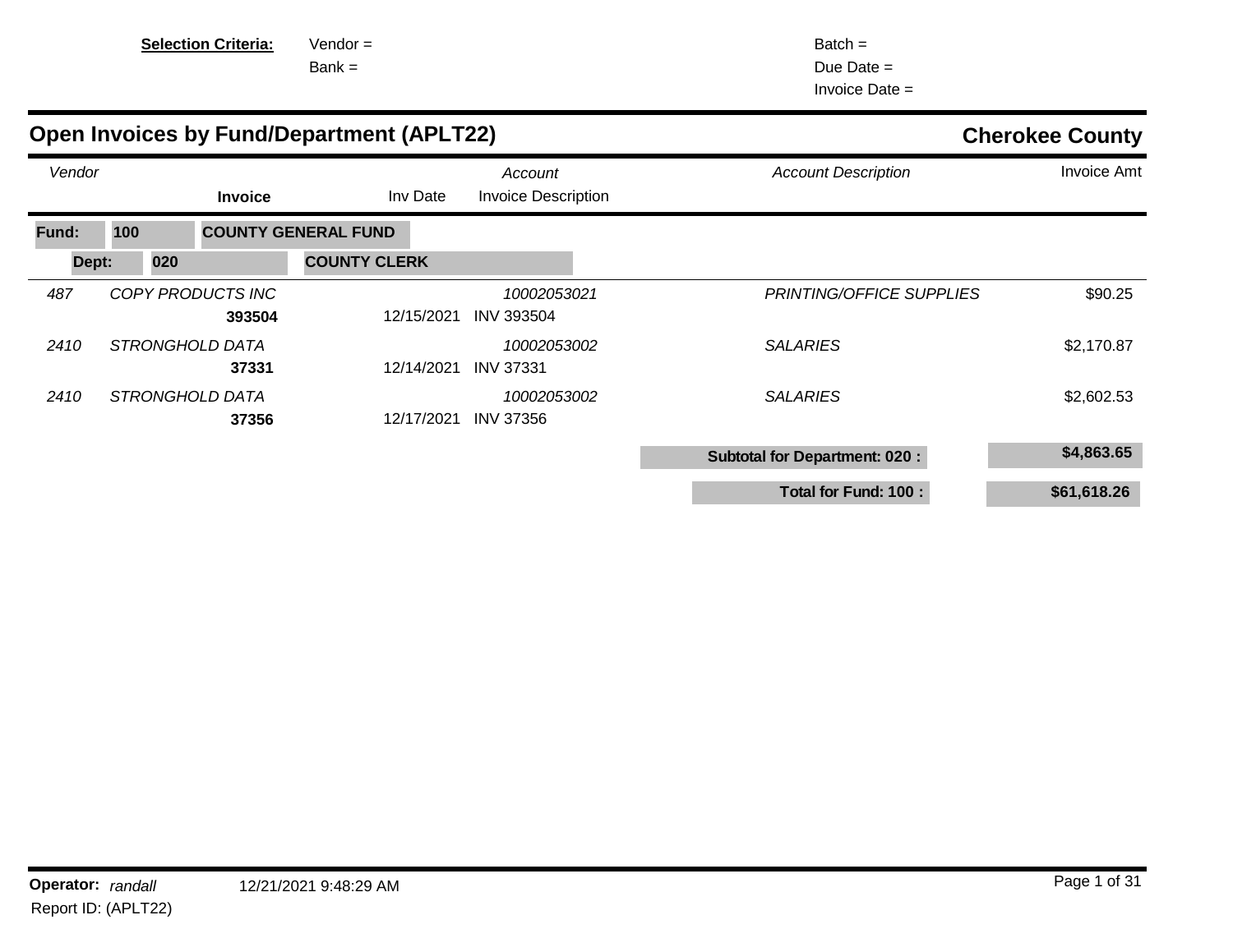**Selection Criteria:** Vendor =
Bank =

Batch =
Due Date =
Invoice Date =

# Open Invoices by Fund/Department (APLT22)

**Cherokee County**

| Vendor | | Invoice | Inv Date | Account / Invoice Description | Account Description | Invoice Amt |
|---|---|---|---|---|---|---|
| **Fund: 100** | **COUNTY GENERAL FUND** | | | | | |
| **Dept: 020** | **COUNTY CLERK** | | | | | |
| *487* | *COPY PRODUCTS INC* | **393504** | 12/15/2021 | *10002053021* INV 393504 | *PRINTING/OFFICE SUPPLIES* | $90.25 |
| *2410* | *STRONGHOLD DATA* | **37331** | 12/14/2021 | *10002053002* INV 37331 | *SALARIES* | $2,170.87 |
| *2410* | *STRONGHOLD DATA* | **37356** | 12/17/2021 | *10002053002* INV 37356 | *SALARIES* | $2,602.53 |
| | | | | | **Subtotal for Department: 020 :** | **$4,863.65** |
| | | | | | **Total for Fund: 100 :** | **$61,618.26** |

**Operator:** *randall* 12/21/2021 9:48:29 AM
Report ID: (APLT22)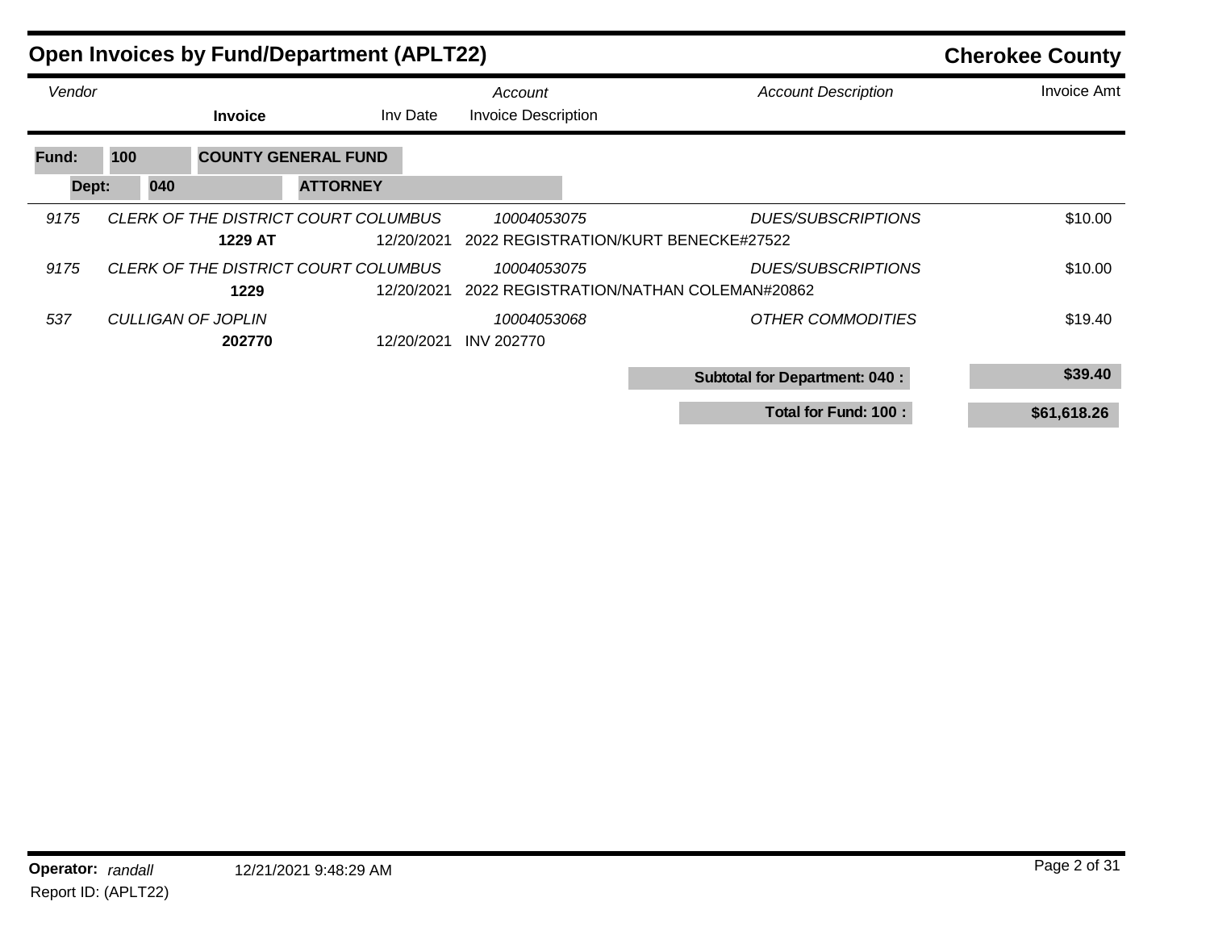## Open Invoices by Fund/Department (APLT22)

**Cherokee County**

**Fund: 100 COUNTY GENERAL FUND**

**Dept: 040 ATTORNEY**

| Vendor | | Invoice | Inv Date | Account / Invoice Description | Account Description | Invoice Amt |
|---|---|---|---|---|---|---|
| *9175* | *CLERK OF THE DISTRICT COURT COLUMBUS* | **1229 AT** | 12/20/2021 | *10004053075*<br>2022 REGISTRATION/KURT BENECKE#27522 | *DUES/SUBSCRIPTIONS* | $10.00 |
| *9175* | *CLERK OF THE DISTRICT COURT COLUMBUS* | **1229** | 12/20/2021 | *10004053075*<br>2022 REGISTRATION/NATHAN COLEMAN#20862 | *DUES/SUBSCRIPTIONS* | $10.00 |
| *537* | *CULLIGAN OF JOPLIN* | **202770** | 12/20/2021 | *10004053068*<br>INV 202770 | *OTHER COMMODITIES* | $19.40 |
| | | | | | **Subtotal for Department: 040 :** | **$39.40** |
| | | | | | **Total for Fund: 100 :** | **$61,618.26** |

**Operator:** *randall* 12/21/2021 9:48:29 AM
Report ID: (APLT22)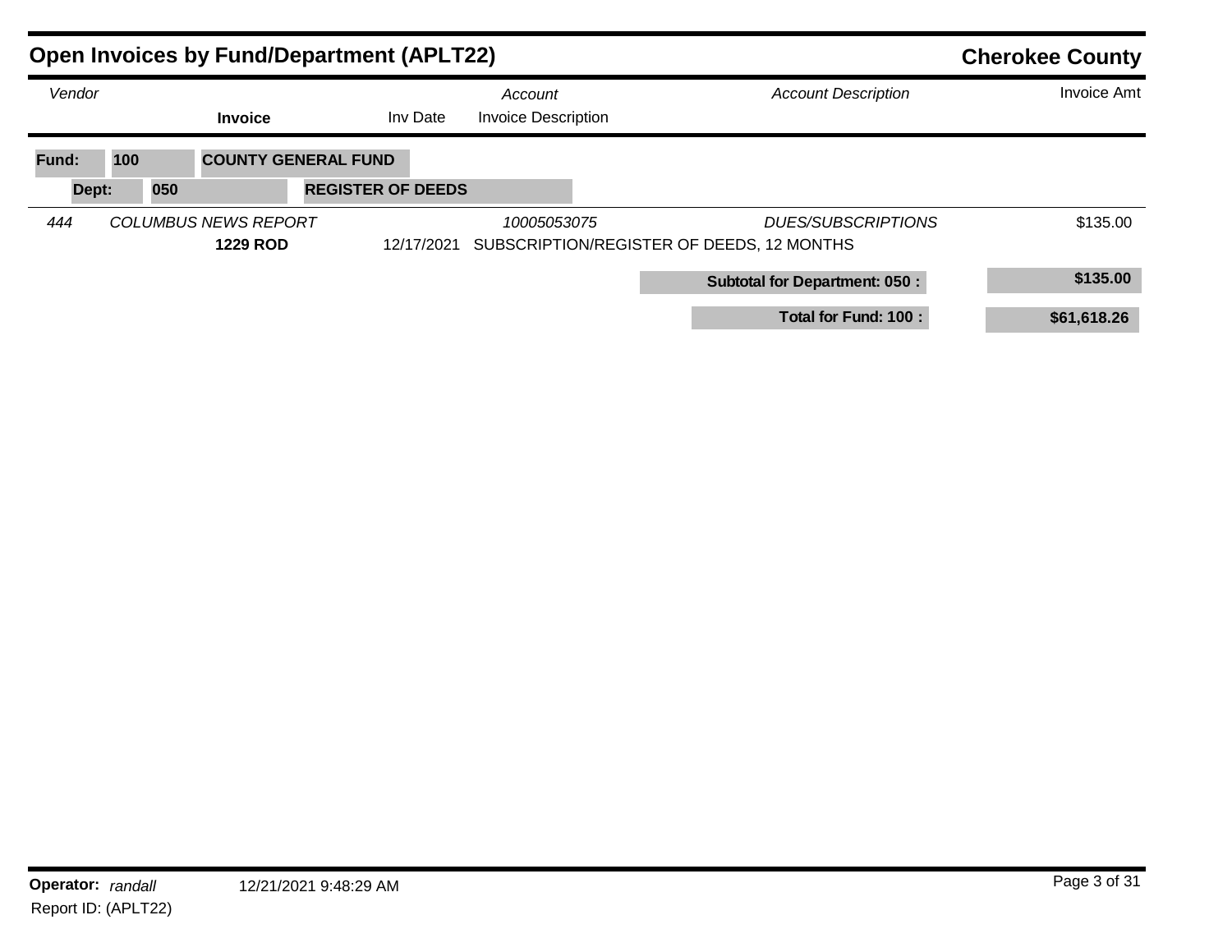## Open Invoices by Fund/Department (APLT22)

**Cherokee County**

| Vendor | | Invoice | Inv Date | Account / Invoice Description | Account Description | Invoice Amt |
|---|---|---|---|---|---|---|

**Fund: 100 COUNTY GENERAL FUND**

**Dept: 050 REGISTER OF DEEDS**

| Vendor | | Invoice | Inv Date | Account / Invoice Description | Account Description | Invoice Amt |
|---|---|---|---|---|---|---|
| *444* | *COLUMBUS NEWS REPORT* | | | *10005053075* | *DUES/SUBSCRIPTIONS* | $135.00 |
| | | **1229 ROD** | 12/17/2021 | SUBSCRIPTION/REGISTER OF DEEDS, 12 MONTHS | | |
| | | | | | **Subtotal for Department: 050 :** | **$135.00** |
| | | | | | **Total for Fund: 100 :** | **$61,618.26** |

**Operator:** *randall* 12/21/2021 9:48:29 AM

Report ID: (APLT22)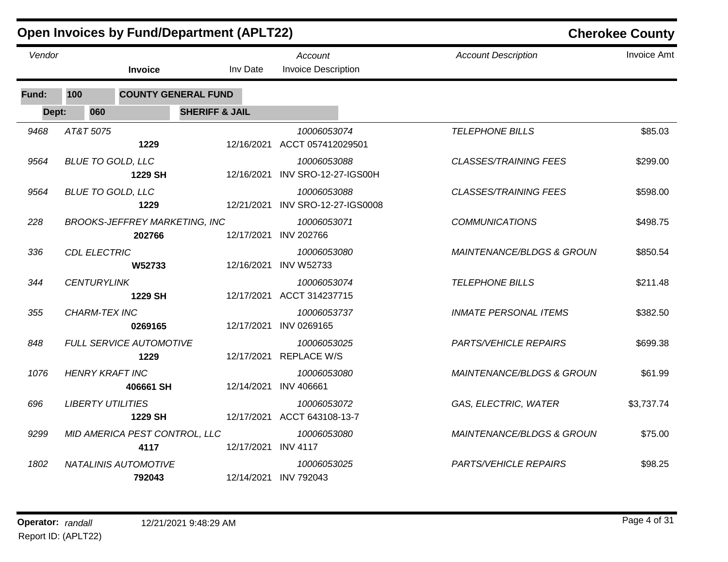# Open Invoices by Fund/Department (APLT22)

**Cherokee County**

**Fund: 100 COUNTY GENERAL FUND**

**Dept: 060 SHERIFF & JAIL**

| Vendor | | Invoice | Inv Date | Account / Invoice Description | Account Description | Invoice Amt |
|---|---|---|---|---|---|---|
| 9468 | AT&T 5075 | **1229** | 12/16/2021 | 10006053074 / ACCT 057412029501 | TELEPHONE BILLS | $85.03 |
| 9564 | BLUE TO GOLD, LLC | **1229 SH** | 12/16/2021 | 10006053088 / INV SRO-12-27-IGS00H | CLASSES/TRAINING FEES | $299.00 |
| 9564 | BLUE TO GOLD, LLC | **1229** | 12/21/2021 | 10006053088 / INV SRO-12-27-IGS0008 | CLASSES/TRAINING FEES | $598.00 |
| 228 | BROOKS-JEFFREY MARKETING, INC | **202766** | 12/17/2021 | 10006053071 / INV 202766 | COMMUNICATIONS | $498.75 |
| 336 | CDL ELECTRIC | **W52733** | 12/16/2021 | 10006053080 / INV W52733 | MAINTENANCE/BLDGS & GROUN | $850.54 |
| 344 | CENTURYLINK | **1229 SH** | 12/17/2021 | 10006053074 / ACCT 314237715 | TELEPHONE BILLS | $211.48 |
| 355 | CHARM-TEX INC | **0269165** | 12/17/2021 | 10006053737 / INV 0269165 | INMATE PERSONAL ITEMS | $382.50 |
| 848 | FULL SERVICE AUTOMOTIVE | **1229** | 12/17/2021 | 10006053025 / REPLACE W/S | PARTS/VEHICLE REPAIRS | $699.38 |
| 1076 | HENRY KRAFT INC | **406661 SH** | 12/14/2021 | 10006053080 / INV 406661 | MAINTENANCE/BLDGS & GROUN | $61.99 |
| 696 | LIBERTY UTILITIES | **1229 SH** | 12/17/2021 | 10006053072 / ACCT 643108-13-7 | GAS, ELECTRIC, WATER | $3,737.74 |
| 9299 | MID AMERICA PEST CONTROL, LLC | **4117** | 12/17/2021 | 10006053080 / INV 4117 | MAINTENANCE/BLDGS & GROUN | $75.00 |
| 1802 | NATALINIS AUTOMOTIVE | **792043** | 12/14/2021 | 10006053025 / INV 792043 | PARTS/VEHICLE REPAIRS | $98.25 |

**Operator:** *randall* 12/21/2021 9:48:29 AM

Report ID: (APLT22)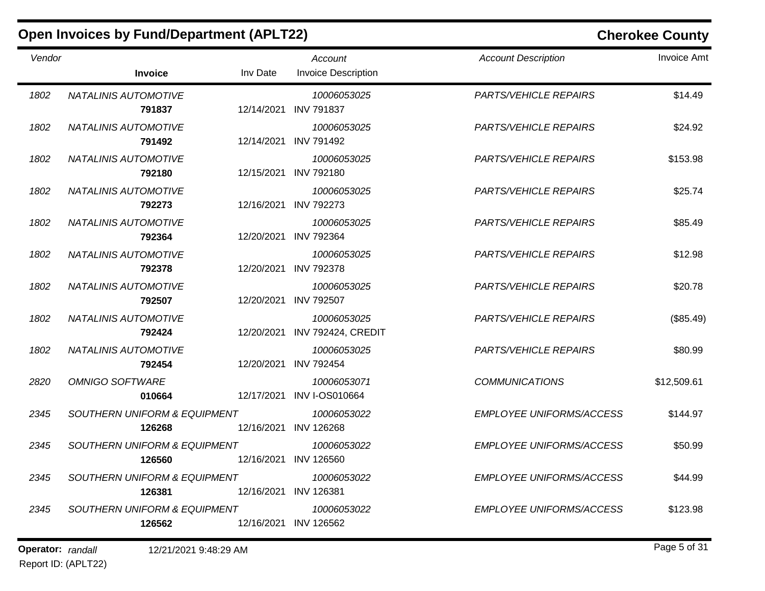# Open Invoices by Fund/Department (APLT22)

**Cherokee County**

| Vendor | | Invoice | Inv Date | Account / Invoice Description | Account Description | Invoice Amt |
|---|---|---|---|---|---|---|
| 1802 | NATALINIS AUTOMOTIVE | **791837** | 12/14/2021 | 10006053025 / INV 791837 | PARTS/VEHICLE REPAIRS | $14.49 |
| 1802 | NATALINIS AUTOMOTIVE | **791492** | 12/14/2021 | 10006053025 / INV 791492 | PARTS/VEHICLE REPAIRS | $24.92 |
| 1802 | NATALINIS AUTOMOTIVE | **792180** | 12/15/2021 | 10006053025 / INV 792180 | PARTS/VEHICLE REPAIRS | $153.98 |
| 1802 | NATALINIS AUTOMOTIVE | **792273** | 12/16/2021 | 10006053025 / INV 792273 | PARTS/VEHICLE REPAIRS | $25.74 |
| 1802 | NATALINIS AUTOMOTIVE | **792364** | 12/20/2021 | 10006053025 / INV 792364 | PARTS/VEHICLE REPAIRS | $85.49 |
| 1802 | NATALINIS AUTOMOTIVE | **792378** | 12/20/2021 | 10006053025 / INV 792378 | PARTS/VEHICLE REPAIRS | $12.98 |
| 1802 | NATALINIS AUTOMOTIVE | **792507** | 12/20/2021 | 10006053025 / INV 792507 | PARTS/VEHICLE REPAIRS | $20.78 |
| 1802 | NATALINIS AUTOMOTIVE | **792424** | 12/20/2021 | 10006053025 / INV 792424, CREDIT | PARTS/VEHICLE REPAIRS | ($85.49) |
| 1802 | NATALINIS AUTOMOTIVE | **792454** | 12/20/2021 | 10006053025 / INV 792454 | PARTS/VEHICLE REPAIRS | $80.99 |
| 2820 | OMNIGO SOFTWARE | **010664** | 12/17/2021 | 10006053071 / INV I-OS010664 | COMMUNICATIONS | $12,509.61 |
| 2345 | SOUTHERN UNIFORM & EQUIPMENT | **126268** | 12/16/2021 | 10006053022 / INV 126268 | EMPLOYEE UNIFORMS/ACCESS | $144.97 |
| 2345 | SOUTHERN UNIFORM & EQUIPMENT | **126560** | 12/16/2021 | 10006053022 / INV 126560 | EMPLOYEE UNIFORMS/ACCESS | $50.99 |
| 2345 | SOUTHERN UNIFORM & EQUIPMENT | **126381** | 12/16/2021 | 10006053022 / INV 126381 | EMPLOYEE UNIFORMS/ACCESS | $44.99 |
| 2345 | SOUTHERN UNIFORM & EQUIPMENT | **126562** | 12/16/2021 | 10006053022 / INV 126562 | EMPLOYEE UNIFORMS/ACCESS | $123.98 |

**Operator:** *randall* 12/21/2021 9:48:29 AM

Report ID: (APLT22)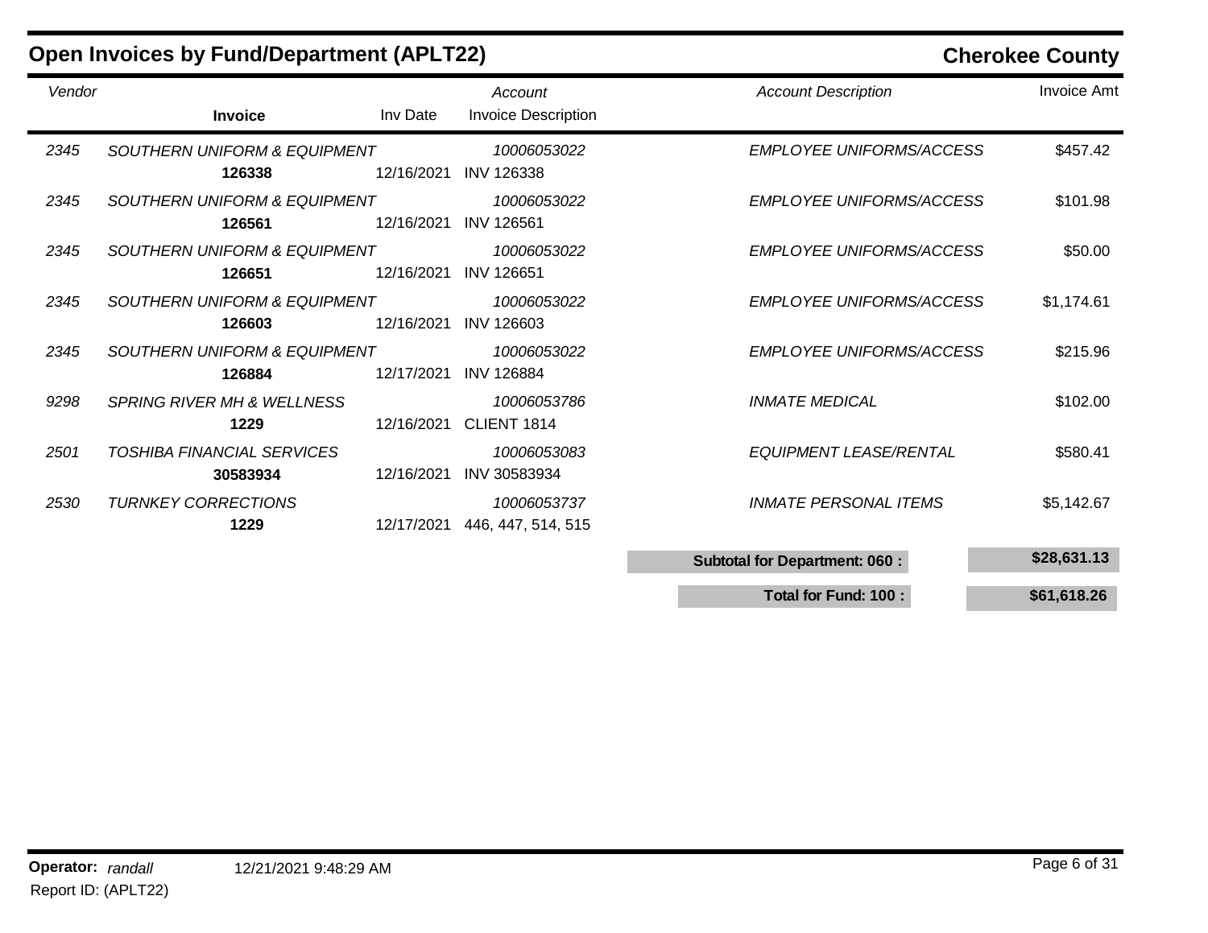## Open Invoices by Fund/Department (APLT22)

**Cherokee County**

| Vendor | | Invoice | Inv Date | Account / Invoice Description | Account Description | Invoice Amt |
|---|---|---|---|---|---|---|
| 2345 | SOUTHERN UNIFORM & EQUIPMENT | | | 10006053022 | EMPLOYEE UNIFORMS/ACCESS | $457.42 |
| | | **126338** | 12/16/2021 | INV 126338 | | |
| 2345 | SOUTHERN UNIFORM & EQUIPMENT | | | 10006053022 | EMPLOYEE UNIFORMS/ACCESS | $101.98 |
| | | **126561** | 12/16/2021 | INV 126561 | | |
| 2345 | SOUTHERN UNIFORM & EQUIPMENT | | | 10006053022 | EMPLOYEE UNIFORMS/ACCESS | $50.00 |
| | | **126651** | 12/16/2021 | INV 126651 | | |
| 2345 | SOUTHERN UNIFORM & EQUIPMENT | | | 10006053022 | EMPLOYEE UNIFORMS/ACCESS | $1,174.61 |
| | | **126603** | 12/16/2021 | INV 126603 | | |
| 2345 | SOUTHERN UNIFORM & EQUIPMENT | | | 10006053022 | EMPLOYEE UNIFORMS/ACCESS | $215.96 |
| | | **126884** | 12/17/2021 | INV 126884 | | |
| 9298 | SPRING RIVER MH & WELLNESS | | | 10006053786 | INMATE MEDICAL | $102.00 |
| | | **1229** | 12/16/2021 | CLIENT 1814 | | |
| 2501 | TOSHIBA FINANCIAL SERVICES | | | 10006053083 | EQUIPMENT LEASE/RENTAL | $580.41 |
| | | **30583934** | 12/16/2021 | INV 30583934 | | |
| 2530 | TURNKEY CORRECTIONS | | | 10006053737 | INMATE PERSONAL ITEMS | $5,142.67 |
| | | **1229** | 12/17/2021 | 446, 447, 514, 515 | | |

| | |
|---|---|
| **Subtotal for Department: 060 :** | **$28,631.13** |
| **Total for Fund: 100 :** | **$61,618.26** |

**Operator:** *randall* 12/21/2021 9:48:29 AM

Report ID: (APLT22)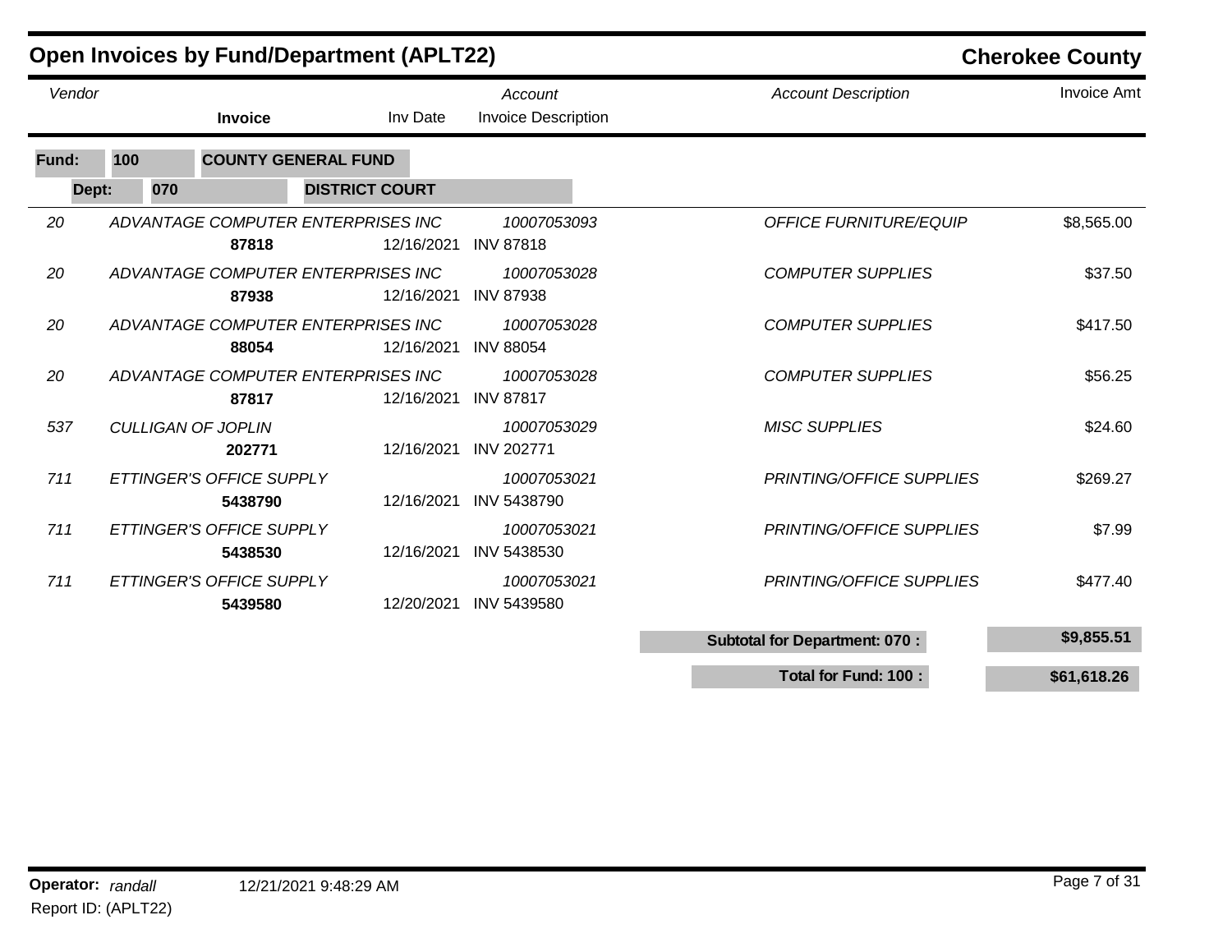# Open Invoices by Fund/Department (APLT22)

**Cherokee County**

**Fund: 100 COUNTY GENERAL FUND**

**Dept: 070 DISTRICT COURT**

| Vendor | | Invoice | Inv Date | Account / Invoice Description | Account Description | Invoice Amt |
|---|---|---|---|---|---|---|
| 20 | ADVANTAGE COMPUTER ENTERPRISES INC | **87818** | 12/16/2021 | 10007053093 / INV 87818 | OFFICE FURNITURE/EQUIP | $8,565.00 |
| 20 | ADVANTAGE COMPUTER ENTERPRISES INC | **87938** | 12/16/2021 | 10007053028 / INV 87938 | COMPUTER SUPPLIES | $37.50 |
| 20 | ADVANTAGE COMPUTER ENTERPRISES INC | **88054** | 12/16/2021 | 10007053028 / INV 88054 | COMPUTER SUPPLIES | $417.50 |
| 20 | ADVANTAGE COMPUTER ENTERPRISES INC | **87817** | 12/16/2021 | 10007053028 / INV 87817 | COMPUTER SUPPLIES | $56.25 |
| 537 | CULLIGAN OF JOPLIN | **202771** | 12/16/2021 | 10007053029 / INV 202771 | MISC SUPPLIES | $24.60 |
| 711 | ETTINGER'S OFFICE SUPPLY | **5438790** | 12/16/2021 | 10007053021 / INV 5438790 | PRINTING/OFFICE SUPPLIES | $269.27 |
| 711 | ETTINGER'S OFFICE SUPPLY | **5438530** | 12/16/2021 | 10007053021 / INV 5438530 | PRINTING/OFFICE SUPPLIES | $7.99 |
| 711 | ETTINGER'S OFFICE SUPPLY | **5439580** | 12/20/2021 | 10007053021 / INV 5439580 | PRINTING/OFFICE SUPPLIES | $477.40 |
| | | | | | **Subtotal for Department: 070 :** | **$9,855.51** |
| | | | | | **Total for Fund: 100 :** | **$61,618.26** |

**Operator:** *randall* 12/21/2021 9:48:29 AM

Report ID: (APLT22)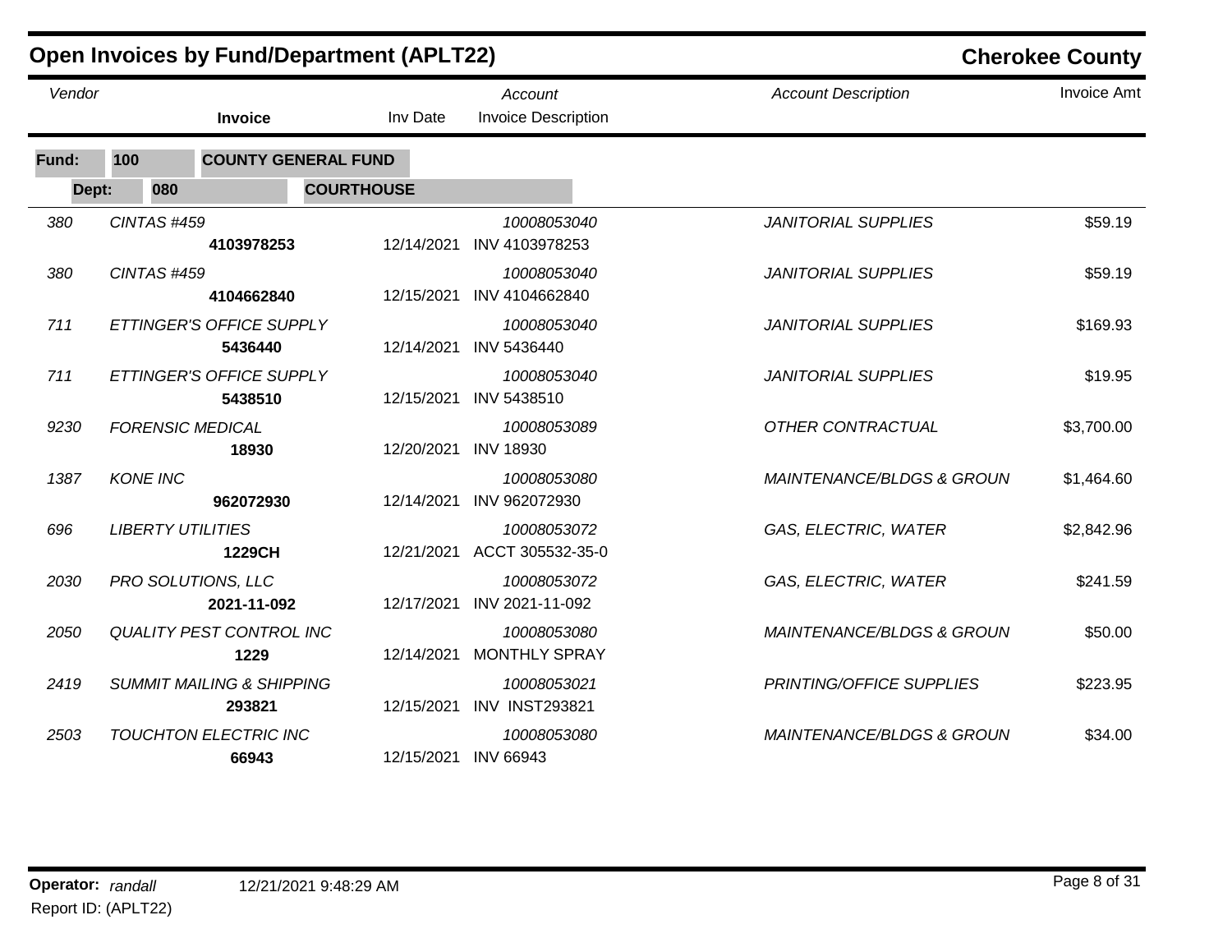## Open Invoices by Fund/Department (APLT22)

**Cherokee County**

**Fund:** 100 **COUNTY GENERAL FUND**

**Dept:** 080 **COURTHOUSE**

| Vendor | Vendor Name | Invoice | Inv Date | Account | Invoice Description | Account Description | Invoice Amt |
|---|---|---|---|---|---|---|---|
| 380 | CINTAS #459 | 4103978253 | 12/14/2021 | 10008053040 | INV 4103978253 | JANITORIAL SUPPLIES | $59.19 |
| 380 | CINTAS #459 | 4104662840 | 12/15/2021 | 10008053040 | INV 4104662840 | JANITORIAL SUPPLIES | $59.19 |
| 711 | ETTINGER'S OFFICE SUPPLY | 5436440 | 12/14/2021 | 10008053040 | INV 5436440 | JANITORIAL SUPPLIES | $169.93 |
| 711 | ETTINGER'S OFFICE SUPPLY | 5438510 | 12/15/2021 | 10008053040 | INV 5438510 | JANITORIAL SUPPLIES | $19.95 |
| 9230 | FORENSIC MEDICAL | 18930 | 12/20/2021 | 10008053089 | INV 18930 | OTHER CONTRACTUAL | $3,700.00 |
| 1387 | KONE INC | 962072930 | 12/14/2021 | 10008053080 | INV 962072930 | MAINTENANCE/BLDGS & GROUN | $1,464.60 |
| 696 | LIBERTY UTILITIES | 1229CH | 12/21/2021 | 10008053072 | ACCT 305532-35-0 | GAS, ELECTRIC, WATER | $2,842.96 |
| 2030 | PRO SOLUTIONS, LLC | 2021-11-092 | 12/17/2021 | 10008053072 | INV 2021-11-092 | GAS, ELECTRIC, WATER | $241.59 |
| 2050 | QUALITY PEST CONTROL INC | 1229 | 12/14/2021 | 10008053080 | MONTHLY SPRAY | MAINTENANCE/BLDGS & GROUN | $50.00 |
| 2419 | SUMMIT MAILING & SHIPPING | 293821 | 12/15/2021 | 10008053021 | INV INST293821 | PRINTING/OFFICE SUPPLIES | $223.95 |
| 2503 | TOUCHTON ELECTRIC INC | 66943 | 12/15/2021 | 10008053080 | INV 66943 | MAINTENANCE/BLDGS & GROUN | $34.00 |

**Operator:** *randall* 12/21/2021 9:48:29 AM

Report ID: (APLT22)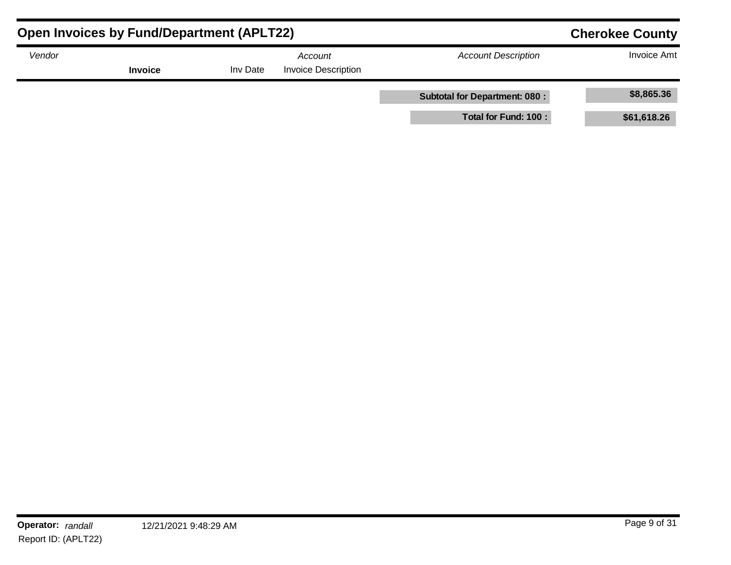## Open Invoices by Fund/Department (APLT22)

**Cherokee County**

| *Vendor* | **Invoice** | Inv Date | *Account* / Invoice Description | *Account Description* | Invoice Amt |
|---|---|---|---|---|---|
| | | | | **Subtotal for Department: 080 :** | **$8,865.36** |
| | | | | **Total for Fund: 100 :** | **$61,618.26** |

**Operator:** *randall* 12/21/2021 9:48:29 AM

Report ID: (APLT22)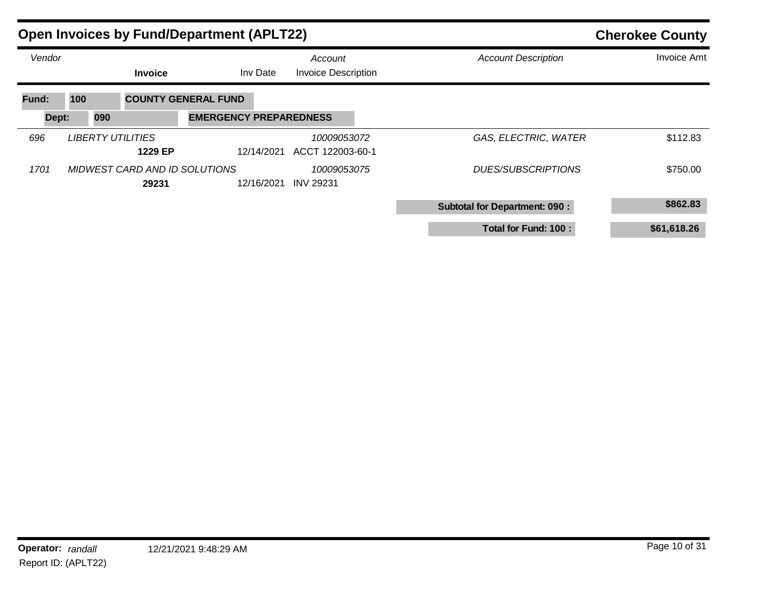## Open Invoices by Fund/Department (APLT22)

**Cherokee County**

**Fund: 100 COUNTY GENERAL FUND**

**Dept: 090 EMERGENCY PREPAREDNESS**

| Vendor | | Invoice | Inv Date | Account / Invoice Description | Account Description | Invoice Amt |
|---|---|---|---|---|---|---|
| *696* | *LIBERTY UTILITIES* | **1229 EP** | 12/14/2021 | *10009053072* ACCT 122003-60-1 | *GAS, ELECTRIC, WATER* | $112.83 |
| *1701* | *MIDWEST CARD AND ID SOLUTIONS* | **29231** | 12/16/2021 | *10009053075* INV 29231 | *DUES/SUBSCRIPTIONS* | $750.00 |
| | | | | | **Subtotal for Department: 090 :** | **$862.83** |
| | | | | | **Total for Fund: 100 :** | **$61,618.26** |

**Operator:** *randall* 12/21/2021 9:48:29 AM

Report ID: (APLT22)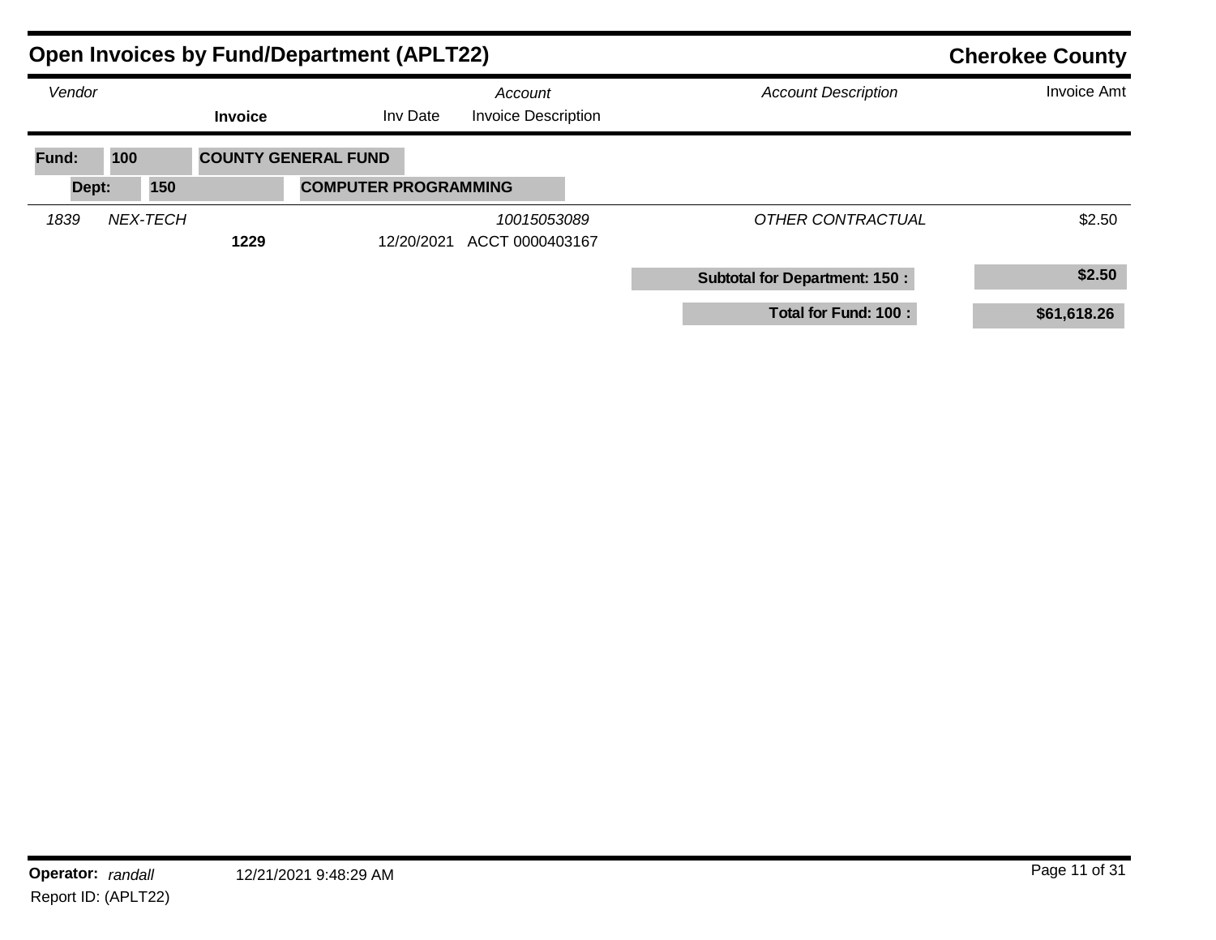## Open Invoices by Fund/Department (APLT22)

**Cherokee County**

| *Vendor* | | Invoice | Inv Date | *Account* / Invoice Description | *Account Description* | Invoice Amt |
|---|---|---|---|---|---|---|
| **Fund: 100** | | **COUNTY GENERAL FUND** | | | | |
| **Dept: 150** | | **COMPUTER PROGRAMMING** | | | | |
| *1839* | *NEX-TECH* | | | *10015053089* | *OTHER CONTRACTUAL* | $2.50 |
| | | **1229** | 12/20/2021 | ACCT 0000403167 | | |
| | | | | | **Subtotal for Department: 150 :** | **$2.50** |
| | | | | | **Total for Fund: 100 :** | **$61,618.26** |

**Operator:** *randall* 12/21/2021 9:48:29 AM

Report ID: (APLT22)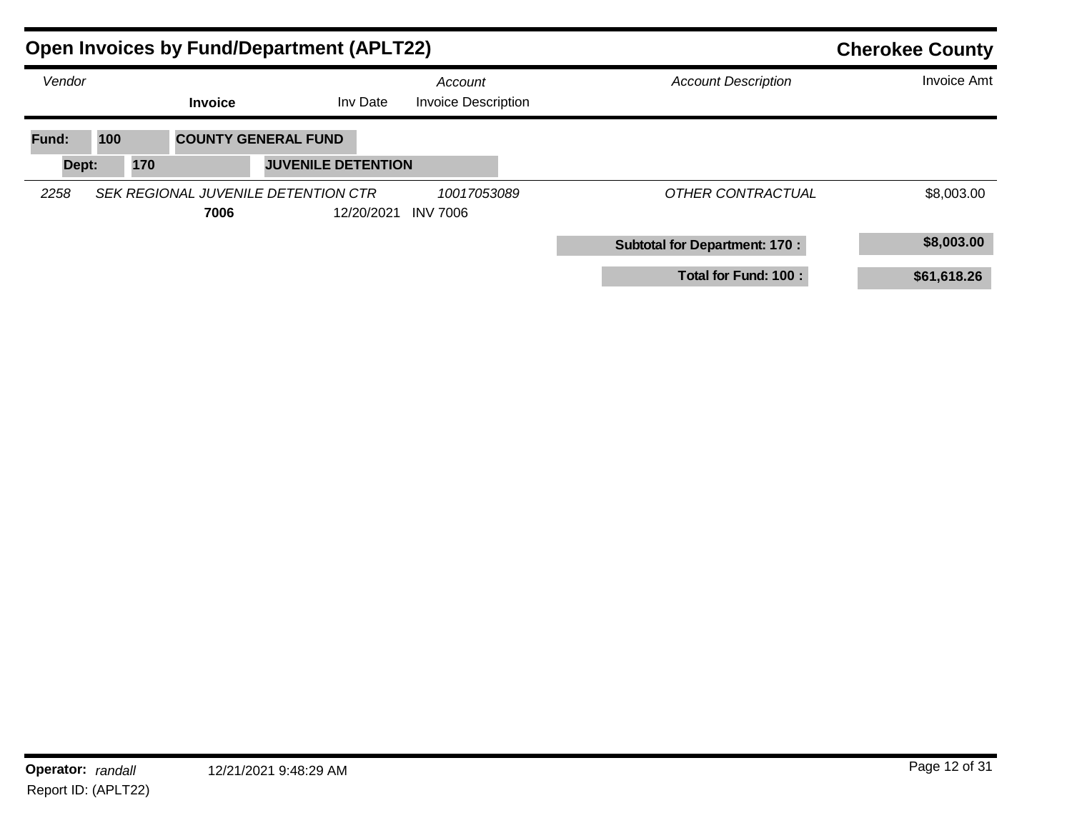# Open Invoices by Fund/Department (APLT22)

**Cherokee County**

| Vendor | | Invoice | Inv Date | Account / Invoice Description | Account Description | Invoice Amt |
|---|---|---|---|---|---|---|
| **Fund: 100** | **COUNTY GENERAL FUND** | | | | | |
| **Dept: 170** | **JUVENILE DETENTION** | | | | | |
| *2258* | *SEK REGIONAL JUVENILE DETENTION CTR* | | | *10017053089* | *OTHER CONTRACTUAL* | $8,003.00 |
| | | **7006** | 12/20/2021 | INV 7006 | | |
| | | | | | **Subtotal for Department: 170 :** | **$8,003.00** |
| | | | | | **Total for Fund: 100 :** | **$61,618.26** |

**Operator:** *randall* 12/21/2021 9:48:29 AM

Report ID: (APLT22)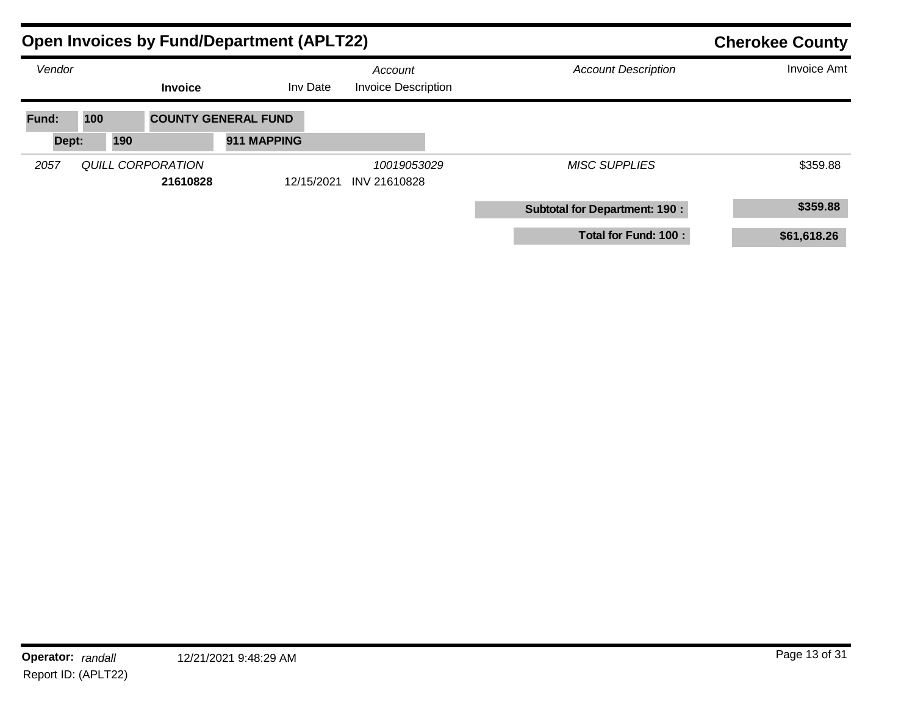## Open Invoices by Fund/Department (APLT22)

**Cherokee County**

| *Vendor* | | Invoice | Inv Date | *Account* / Invoice Description | *Account Description* | Invoice Amt |
|---|---|---|---|---|---|---|
| **Fund: 100** | **COUNTY GENERAL FUND** | | | | | |
| **Dept: 190** | **911 MAPPING** | | | | | |
| *2057* | *QUILL CORPORATION* | | | *10019053029* | *MISC SUPPLIES* | $359.88 |
| | | **21610828** | 12/15/2021 | INV 21610828 | | |
| | | | | | **Subtotal for Department: 190 :** | **$359.88** |
| | | | | | **Total for Fund: 100 :** | **$61,618.26** |

**Operator:** *randall* 12/21/2021 9:48:29 AM

Report ID: (APLT22)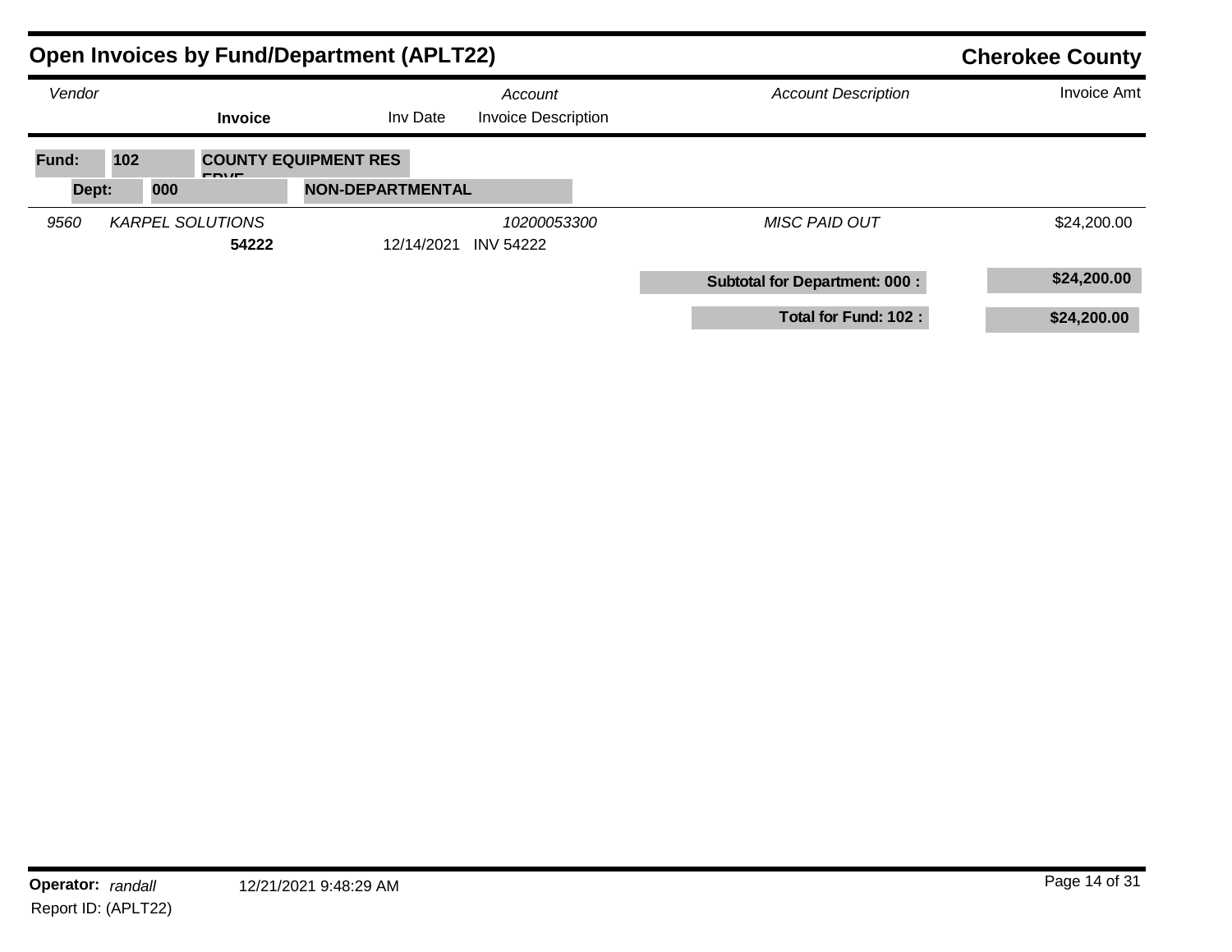## Open Invoices by Fund/Department (APLT22)

**Cherokee County**

| Vendor | | Invoice | Inv Date | Account / Invoice Description | Account Description | Invoice Amt |
|---|---|---|---|---|---|---|
| **Fund: 102** | | **COUNTY EQUIPMENT RESERVE** | | | | |
| **Dept: 000** | | **NON-DEPARTMENTAL** | | | | |
| *9560* | *KARPEL SOLUTIONS* | | | *10200053300* | *MISC PAID OUT* | $24,200.00 |
| | | **54222** | 12/14/2021 | INV 54222 | | |
| | | | | | **Subtotal for Department: 000 :** | **$24,200.00** |
| | | | | | **Total for Fund: 102 :** | **$24,200.00** |

**Operator:** *randall* 12/21/2021 9:48:29 AM

Report ID: (APLT22)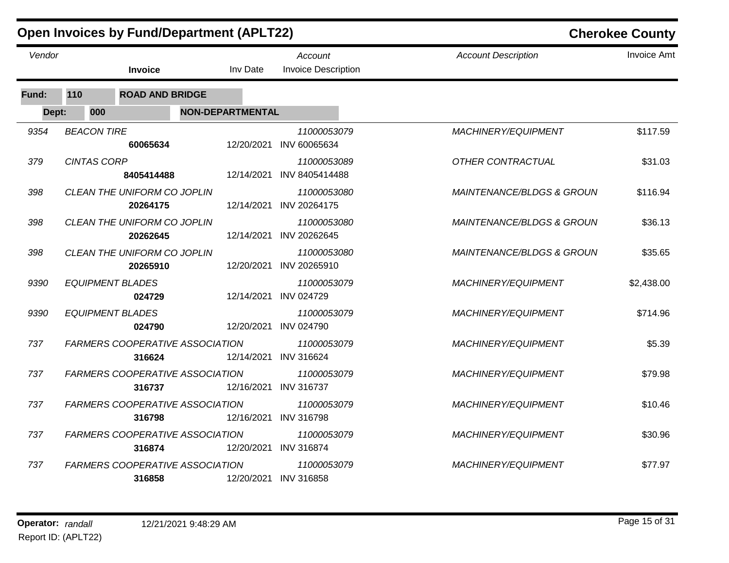## Open Invoices by Fund/Department (APLT22)

**Cherokee County**

**Fund: 110 ROAD AND BRIDGE**

**Dept: 000 NON-DEPARTMENTAL**

| Vendor | | Invoice | Inv Date | Account / Invoice Description | Account Description | Invoice Amt |
|---|---|---|---|---|---|---|
| 9354 | BEACON TIRE | 60065634 | 12/20/2021 | 11000053079 INV 60065634 | MACHINERY/EQUIPMENT | $117.59 |
| 379 | CINTAS CORP | 8405414488 | 12/14/2021 | 11000053089 INV 8405414488 | OTHER CONTRACTUAL | $31.03 |
| 398 | CLEAN THE UNIFORM CO JOPLIN | 20264175 | 12/14/2021 | 11000053080 INV 20264175 | MAINTENANCE/BLDGS & GROUN | $116.94 |
| 398 | CLEAN THE UNIFORM CO JOPLIN | 20262645 | 12/14/2021 | 11000053080 INV 20262645 | MAINTENANCE/BLDGS & GROUN | $36.13 |
| 398 | CLEAN THE UNIFORM CO JOPLIN | 20265910 | 12/20/2021 | 11000053080 INV 20265910 | MAINTENANCE/BLDGS & GROUN | $35.65 |
| 9390 | EQUIPMENT BLADES | 024729 | 12/14/2021 | 11000053079 INV 024729 | MACHINERY/EQUIPMENT | $2,438.00 |
| 9390 | EQUIPMENT BLADES | 024790 | 12/20/2021 | 11000053079 INV 024790 | MACHINERY/EQUIPMENT | $714.96 |
| 737 | FARMERS COOPERATIVE ASSOCIATION | 316624 | 12/14/2021 | 11000053079 INV 316624 | MACHINERY/EQUIPMENT | $5.39 |
| 737 | FARMERS COOPERATIVE ASSOCIATION | 316737 | 12/16/2021 | 11000053079 INV 316737 | MACHINERY/EQUIPMENT | $79.98 |
| 737 | FARMERS COOPERATIVE ASSOCIATION | 316798 | 12/16/2021 | 11000053079 INV 316798 | MACHINERY/EQUIPMENT | $10.46 |
| 737 | FARMERS COOPERATIVE ASSOCIATION | 316874 | 12/20/2021 | 11000053079 INV 316874 | MACHINERY/EQUIPMENT | $30.96 |
| 737 | FARMERS COOPERATIVE ASSOCIATION | 316858 | 12/20/2021 | 11000053079 INV 316858 | MACHINERY/EQUIPMENT | $77.97 |

**Operator:** *randall* 12/21/2021 9:48:29 AM

Report ID: (APLT22)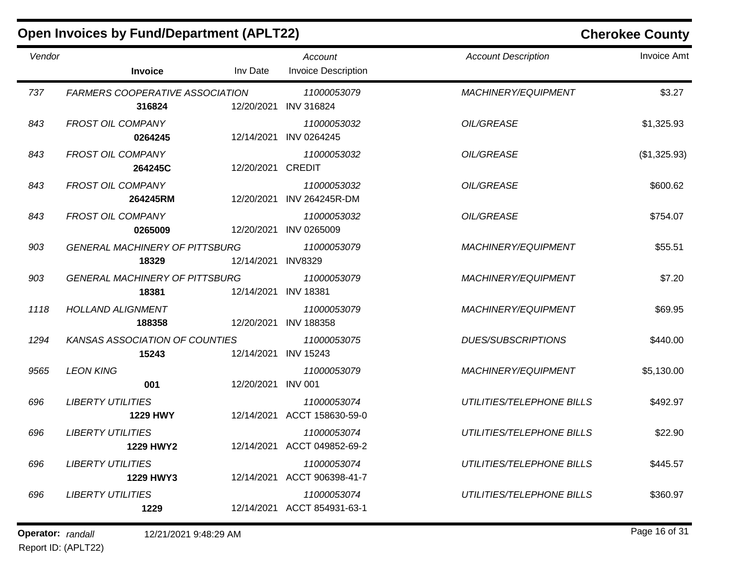## Open Invoices by Fund/Department (APLT22)

**Cherokee County**

| Vendor | | Invoice | Inv Date | Account / Invoice Description | Account Description | Invoice Amt |
|---|---|---|---|---|---|---|
| 737 | FARMERS COOPERATIVE ASSOCIATION | **316824** | 12/20/2021 | 11000053079 / INV 316824 | MACHINERY/EQUIPMENT | $3.27 |
| 843 | FROST OIL COMPANY | **0264245** | 12/14/2021 | 11000053032 / INV 0264245 | OIL/GREASE | $1,325.93 |
| 843 | FROST OIL COMPANY | **264245C** | 12/20/2021 | 11000053032 / CREDIT | OIL/GREASE | ($1,325.93) |
| 843 | FROST OIL COMPANY | **264245RM** | 12/20/2021 | 11000053032 / INV 264245R-DM | OIL/GREASE | $600.62 |
| 843 | FROST OIL COMPANY | **0265009** | 12/20/2021 | 11000053032 / INV 0265009 | OIL/GREASE | $754.07 |
| 903 | GENERAL MACHINERY OF PITTSBURG | **18329** | 12/14/2021 | 11000053079 / INV8329 | MACHINERY/EQUIPMENT | $55.51 |
| 903 | GENERAL MACHINERY OF PITTSBURG | **18381** | 12/14/2021 | 11000053079 / INV 18381 | MACHINERY/EQUIPMENT | $7.20 |
| 1118 | HOLLAND ALIGNMENT | **188358** | 12/20/2021 | 11000053079 / INV 188358 | MACHINERY/EQUIPMENT | $69.95 |
| 1294 | KANSAS ASSOCIATION OF COUNTIES | **15243** | 12/14/2021 | 11000053075 / INV 15243 | DUES/SUBSCRIPTIONS | $440.00 |
| 9565 | LEON KING | **001** | 12/20/2021 | 11000053079 / INV 001 | MACHINERY/EQUIPMENT | $5,130.00 |
| 696 | LIBERTY UTILITIES | **1229 HWY** | 12/14/2021 | 11000053074 / ACCT 158630-59-0 | UTILITIES/TELEPHONE BILLS | $492.97 |
| 696 | LIBERTY UTILITIES | **1229 HWY2** | 12/14/2021 | 11000053074 / ACCT 049852-69-2 | UTILITIES/TELEPHONE BILLS | $22.90 |
| 696 | LIBERTY UTILITIES | **1229 HWY3** | 12/14/2021 | 11000053074 / ACCT 906398-41-7 | UTILITIES/TELEPHONE BILLS | $445.57 |
| 696 | LIBERTY UTILITIES | **1229** | 12/14/2021 | 11000053074 / ACCT 854931-63-1 | UTILITIES/TELEPHONE BILLS | $360.97 |

**Operator:** *randall* 12/21/2021 9:48:29 AM

Report ID: (APLT22)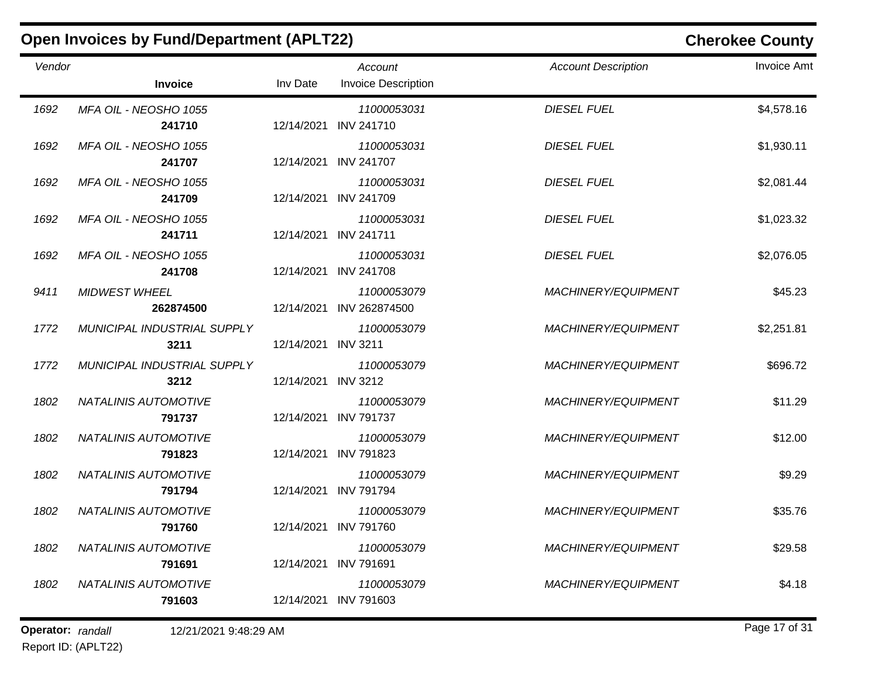## Open Invoices by Fund/Department (APLT22)

**Cherokee County**

| Vendor | | Invoice | Inv Date | Account / Invoice Description | Account Description | Invoice Amt |
|---|---|---|---|---|---|---|
| 1692 | MFA OIL - NEOSHO 1055 | **241710** | 12/14/2021 | 11000053031 / INV 241710 | DIESEL FUEL | $4,578.16 |
| 1692 | MFA OIL - NEOSHO 1055 | **241707** | 12/14/2021 | 11000053031 / INV 241707 | DIESEL FUEL | $1,930.11 |
| 1692 | MFA OIL - NEOSHO 1055 | **241709** | 12/14/2021 | 11000053031 / INV 241709 | DIESEL FUEL | $2,081.44 |
| 1692 | MFA OIL - NEOSHO 1055 | **241711** | 12/14/2021 | 11000053031 / INV 241711 | DIESEL FUEL | $1,023.32 |
| 1692 | MFA OIL - NEOSHO 1055 | **241708** | 12/14/2021 | 11000053031 / INV 241708 | DIESEL FUEL | $2,076.05 |
| 9411 | MIDWEST WHEEL | **262874500** | 12/14/2021 | 11000053079 / INV 262874500 | MACHINERY/EQUIPMENT | $45.23 |
| 1772 | MUNICIPAL INDUSTRIAL SUPPLY | **3211** | 12/14/2021 | 11000053079 / INV 3211 | MACHINERY/EQUIPMENT | $2,251.81 |
| 1772 | MUNICIPAL INDUSTRIAL SUPPLY | **3212** | 12/14/2021 | 11000053079 / INV 3212 | MACHINERY/EQUIPMENT | $696.72 |
| 1802 | NATALINIS AUTOMOTIVE | **791737** | 12/14/2021 | 11000053079 / INV 791737 | MACHINERY/EQUIPMENT | $11.29 |
| 1802 | NATALINIS AUTOMOTIVE | **791823** | 12/14/2021 | 11000053079 / INV 791823 | MACHINERY/EQUIPMENT | $12.00 |
| 1802 | NATALINIS AUTOMOTIVE | **791794** | 12/14/2021 | 11000053079 / INV 791794 | MACHINERY/EQUIPMENT | $9.29 |
| 1802 | NATALINIS AUTOMOTIVE | **791760** | 12/14/2021 | 11000053079 / INV 791760 | MACHINERY/EQUIPMENT | $35.76 |
| 1802 | NATALINIS AUTOMOTIVE | **791691** | 12/14/2021 | 11000053079 / INV 791691 | MACHINERY/EQUIPMENT | $29.58 |
| 1802 | NATALINIS AUTOMOTIVE | **791603** | 12/14/2021 | 11000053079 / INV 791603 | MACHINERY/EQUIPMENT | $4.18 |

**Operator:** *randall* 12/21/2021 9:48:29 AM

Report ID: (APLT22)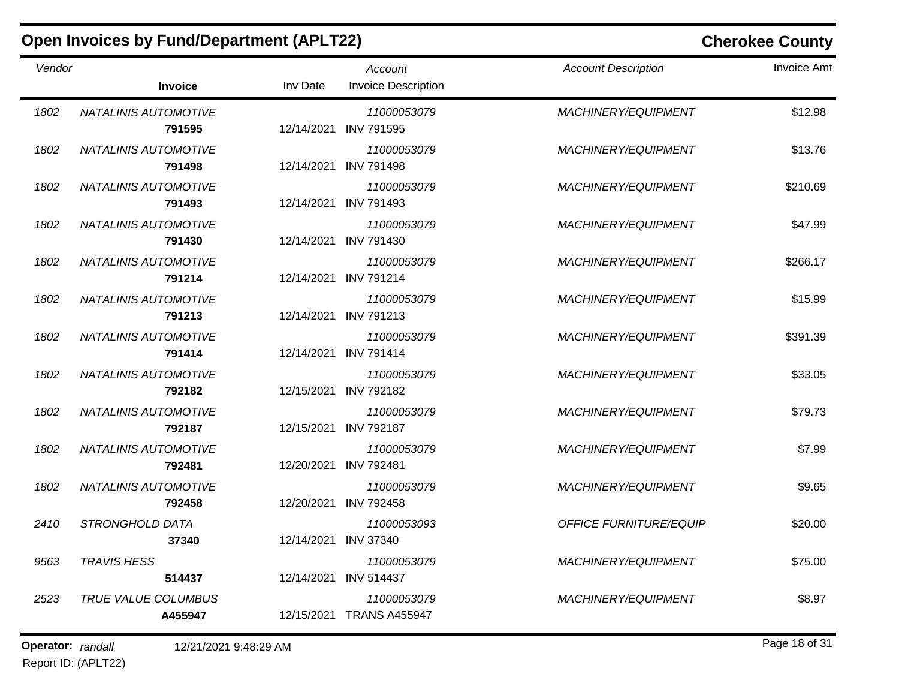## Open Invoices by Fund/Department (APLT22)

**Cherokee County**

| Vendor | | Invoice | Inv Date | Account / Invoice Description | Account Description | Invoice Amt |
|---|---|---|---|---|---|---|
| 1802 | NATALINIS AUTOMOTIVE | 791595 | 12/14/2021 | 11000053079 INV 791595 | MACHINERY/EQUIPMENT | $12.98 |
| 1802 | NATALINIS AUTOMOTIVE | 791498 | 12/14/2021 | 11000053079 INV 791498 | MACHINERY/EQUIPMENT | $13.76 |
| 1802 | NATALINIS AUTOMOTIVE | 791493 | 12/14/2021 | 11000053079 INV 791493 | MACHINERY/EQUIPMENT | $210.69 |
| 1802 | NATALINIS AUTOMOTIVE | 791430 | 12/14/2021 | 11000053079 INV 791430 | MACHINERY/EQUIPMENT | $47.99 |
| 1802 | NATALINIS AUTOMOTIVE | 791214 | 12/14/2021 | 11000053079 INV 791214 | MACHINERY/EQUIPMENT | $266.17 |
| 1802 | NATALINIS AUTOMOTIVE | 791213 | 12/14/2021 | 11000053079 INV 791213 | MACHINERY/EQUIPMENT | $15.99 |
| 1802 | NATALINIS AUTOMOTIVE | 791414 | 12/14/2021 | 11000053079 INV 791414 | MACHINERY/EQUIPMENT | $391.39 |
| 1802 | NATALINIS AUTOMOTIVE | 792182 | 12/15/2021 | 11000053079 INV 792182 | MACHINERY/EQUIPMENT | $33.05 |
| 1802 | NATALINIS AUTOMOTIVE | 792187 | 12/15/2021 | 11000053079 INV 792187 | MACHINERY/EQUIPMENT | $79.73 |
| 1802 | NATALINIS AUTOMOTIVE | 792481 | 12/20/2021 | 11000053079 INV 792481 | MACHINERY/EQUIPMENT | $7.99 |
| 1802 | NATALINIS AUTOMOTIVE | 792458 | 12/20/2021 | 11000053079 INV 792458 | MACHINERY/EQUIPMENT | $9.65 |
| 2410 | STRONGHOLD DATA | 37340 | 12/14/2021 | 11000053093 INV 37340 | OFFICE FURNITURE/EQUIP | $20.00 |
| 9563 | TRAVIS HESS | 514437 | 12/14/2021 | 11000053079 INV 514437 | MACHINERY/EQUIPMENT | $75.00 |
| 2523 | TRUE VALUE COLUMBUS | A455947 | 12/15/2021 | 11000053079 TRANS A455947 | MACHINERY/EQUIPMENT | $8.97 |

**Operator:** *randall* 12/21/2021 9:48:29 AM

Report ID: (APLT22)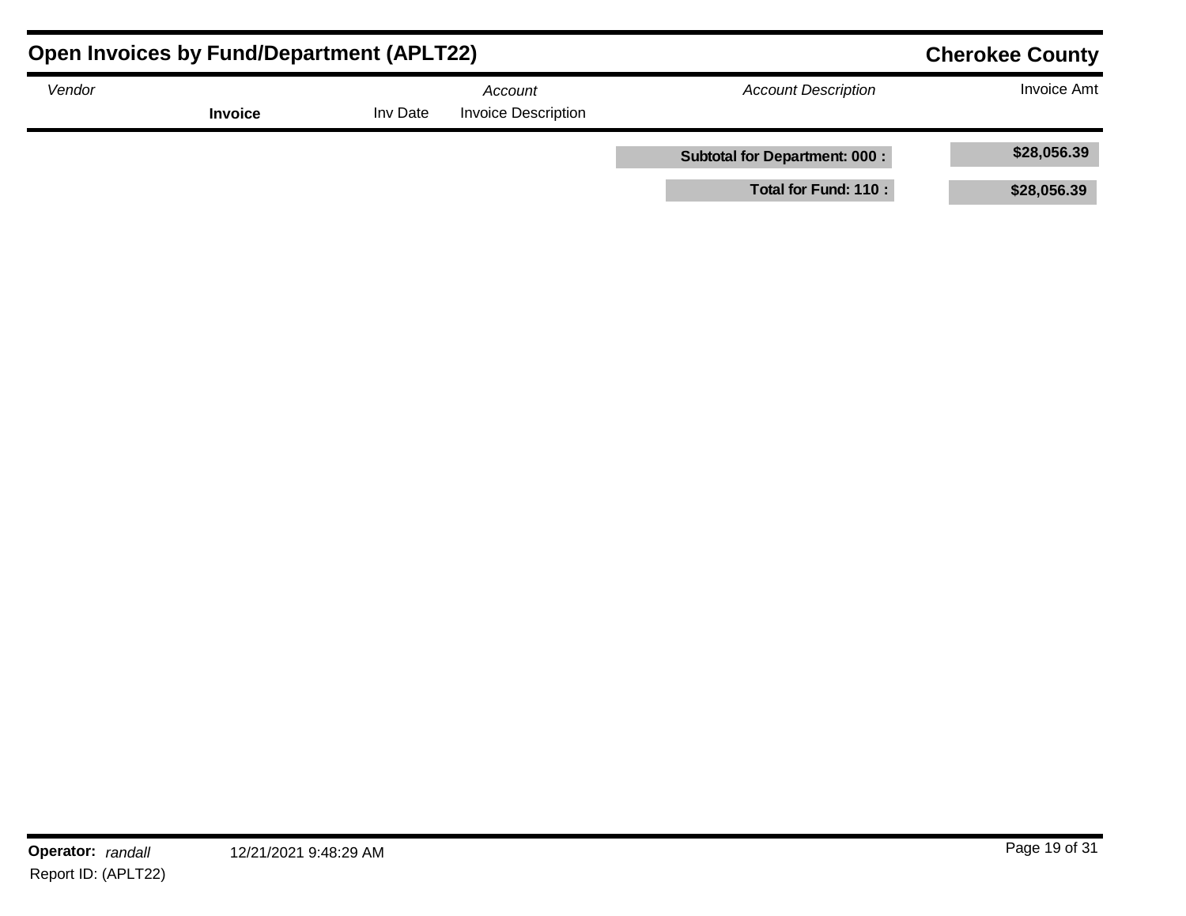## Open Invoices by Fund/Department (APLT22)

**Cherokee County**

| Vendor | Invoice | Inv Date | Account / Invoice Description | Account Description | Invoice Amt |
|---|---|---|---|---|---|
| | | | | **Subtotal for Department: 000 :** | **$28,056.39** |
| | | | | **Total for Fund: 110 :** | **$28,056.39** |

**Operator:** *randall* 12/21/2021 9:48:29 AM
Report ID: (APLT22)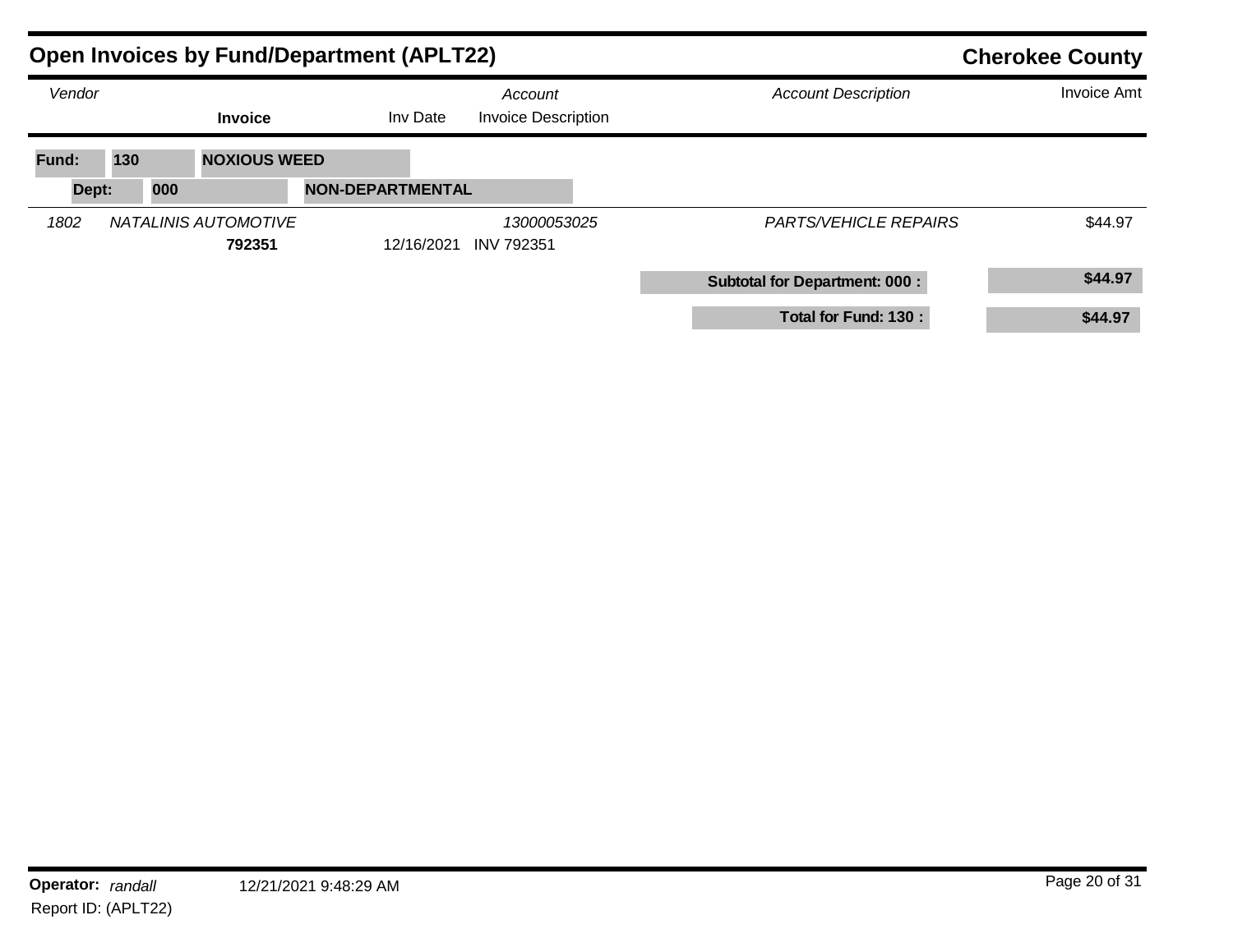## Open Invoices by Fund/Department (APLT22)

**Cherokee County**

| Vendor | | Invoice | Inv Date | Account / Invoice Description | Account Description | Invoice Amt |
|---|---|---|---|---|---|---|
| **Fund: 130** | **NOXIOUS WEED** | | | | | |
| **Dept: 000** | **NON-DEPARTMENTAL** | | | | | |
| *1802* | *NATALINIS AUTOMOTIVE* | | | *13000053025* | *PARTS/VEHICLE REPAIRS* | $44.97 |
| | | **792351** | 12/16/2021 | INV 792351 | | |
| | | | | | **Subtotal for Department: 000 :** | **$44.97** |
| | | | | | **Total for Fund: 130 :** | **$44.97** |

**Operator:** *randall* 12/21/2021 9:48:29 AM

Report ID: (APLT22)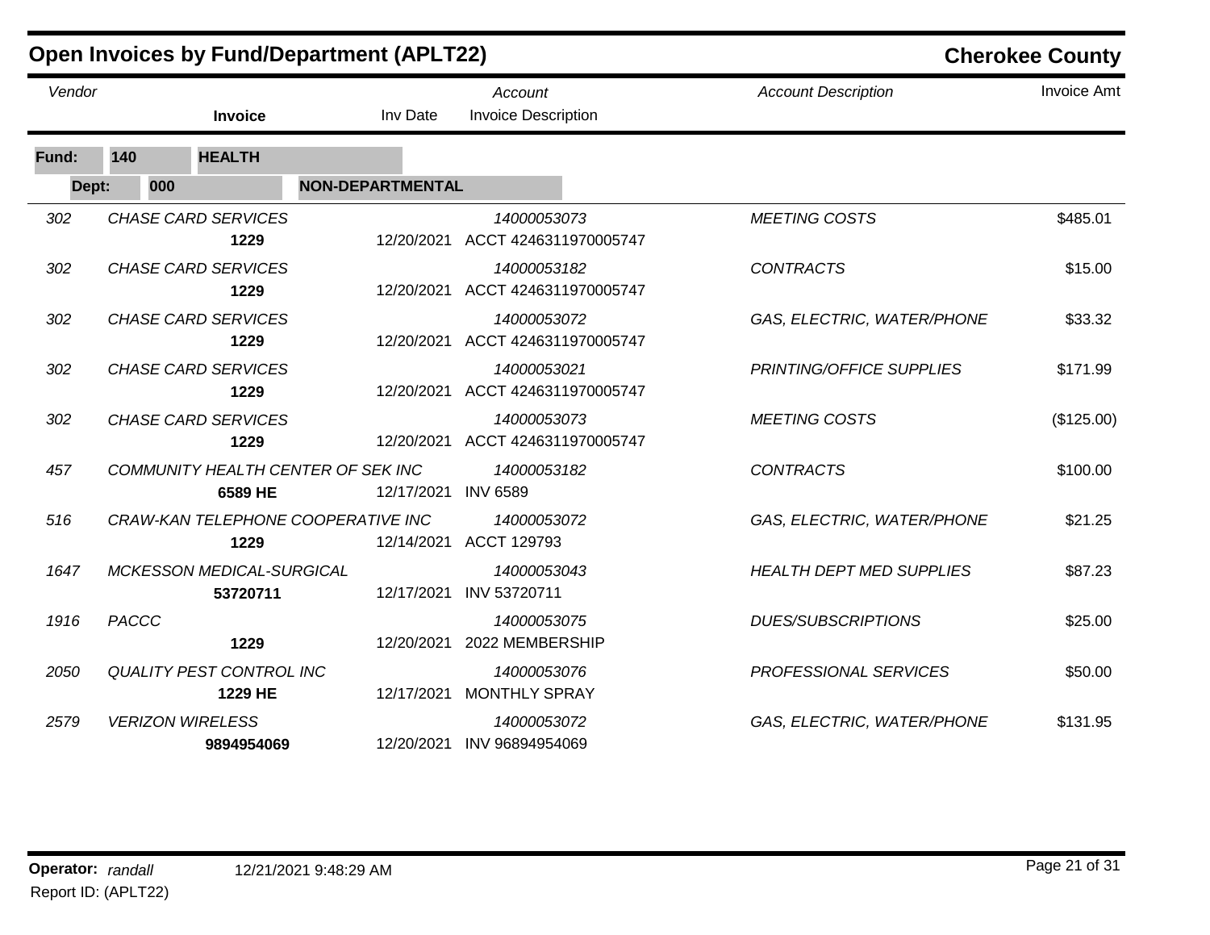## Open Invoices by Fund/Department (APLT22)

**Cherokee County**

**Fund: 140 HEALTH**

**Dept: 000 NON-DEPARTMENTAL**

| Vendor | | Invoice | Inv Date | Account / Invoice Description | Account Description | Invoice Amt |
|---|---|---|---|---|---|---|
| 302 | CHASE CARD SERVICES | **1229** | 12/20/2021 | 14000053073 ACCT 4246311970005747 | MEETING COSTS | $485.01 |
| 302 | CHASE CARD SERVICES | **1229** | 12/20/2021 | 14000053182 ACCT 4246311970005747 | CONTRACTS | $15.00 |
| 302 | CHASE CARD SERVICES | **1229** | 12/20/2021 | 14000053072 ACCT 4246311970005747 | GAS, ELECTRIC, WATER/PHONE | $33.32 |
| 302 | CHASE CARD SERVICES | **1229** | 12/20/2021 | 14000053021 ACCT 4246311970005747 | PRINTING/OFFICE SUPPLIES | $171.99 |
| 302 | CHASE CARD SERVICES | **1229** | 12/20/2021 | 14000053073 ACCT 4246311970005747 | MEETING COSTS | ($125.00) |
| 457 | COMMUNITY HEALTH CENTER OF SEK INC | **6589 HE** | 12/17/2021 | 14000053182 INV 6589 | CONTRACTS | $100.00 |
| 516 | CRAW-KAN TELEPHONE COOPERATIVE INC | **1229** | 12/14/2021 | 14000053072 ACCT 129793 | GAS, ELECTRIC, WATER/PHONE | $21.25 |
| 1647 | MCKESSON MEDICAL-SURGICAL | **53720711** | 12/17/2021 | 14000053043 INV 53720711 | HEALTH DEPT MED SUPPLIES | $87.23 |
| 1916 | PACCC | **1229** | 12/20/2021 | 14000053075 2022 MEMBERSHIP | DUES/SUBSCRIPTIONS | $25.00 |
| 2050 | QUALITY PEST CONTROL INC | **1229 HE** | 12/17/2021 | 14000053076 MONTHLY SPRAY | PROFESSIONAL SERVICES | $50.00 |
| 2579 | VERIZON WIRELESS | **9894954069** | 12/20/2021 | 14000053072 INV 96894954069 | GAS, ELECTRIC, WATER/PHONE | $131.95 |

**Operator:** *randall* 12/21/2021 9:48:29 AM

Report ID: (APLT22)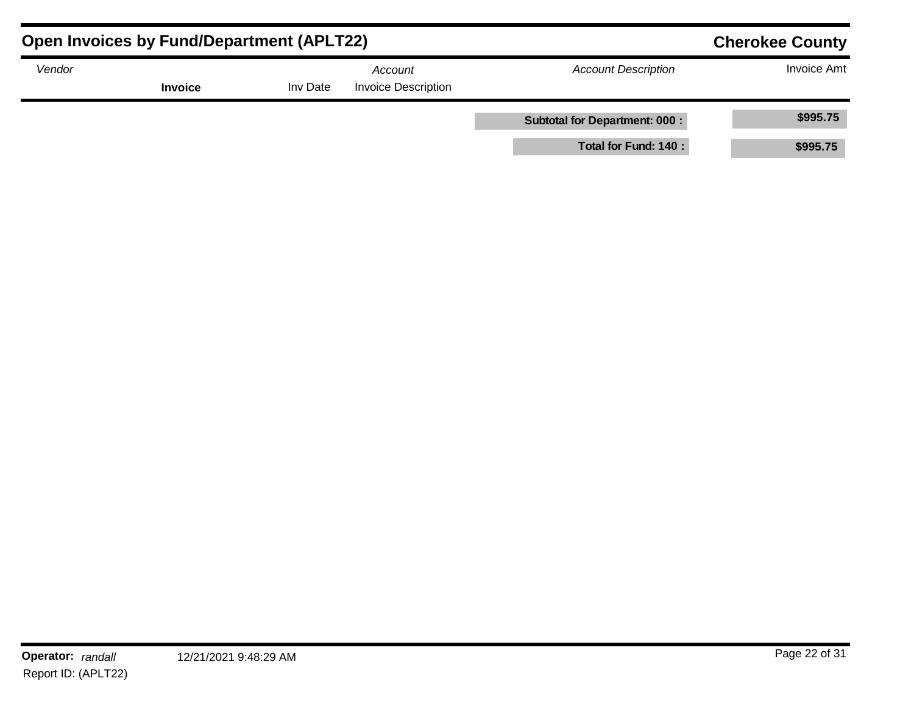# Open Invoices by Fund/Department (APLT22)

**Cherokee County**

| *Vendor* | **Invoice** | Inv Date | *Account* / Invoice Description | *Account Description* | Invoice Amt |
|---|---|---|---|---|---|
| | | | | **Subtotal for Department: 000 :** | **$995.75** |
| | | | | **Total for Fund: 140 :** | **$995.75** |

**Operator:** *randall* 12/21/2021 9:48:29 AM

Report ID: (APLT22)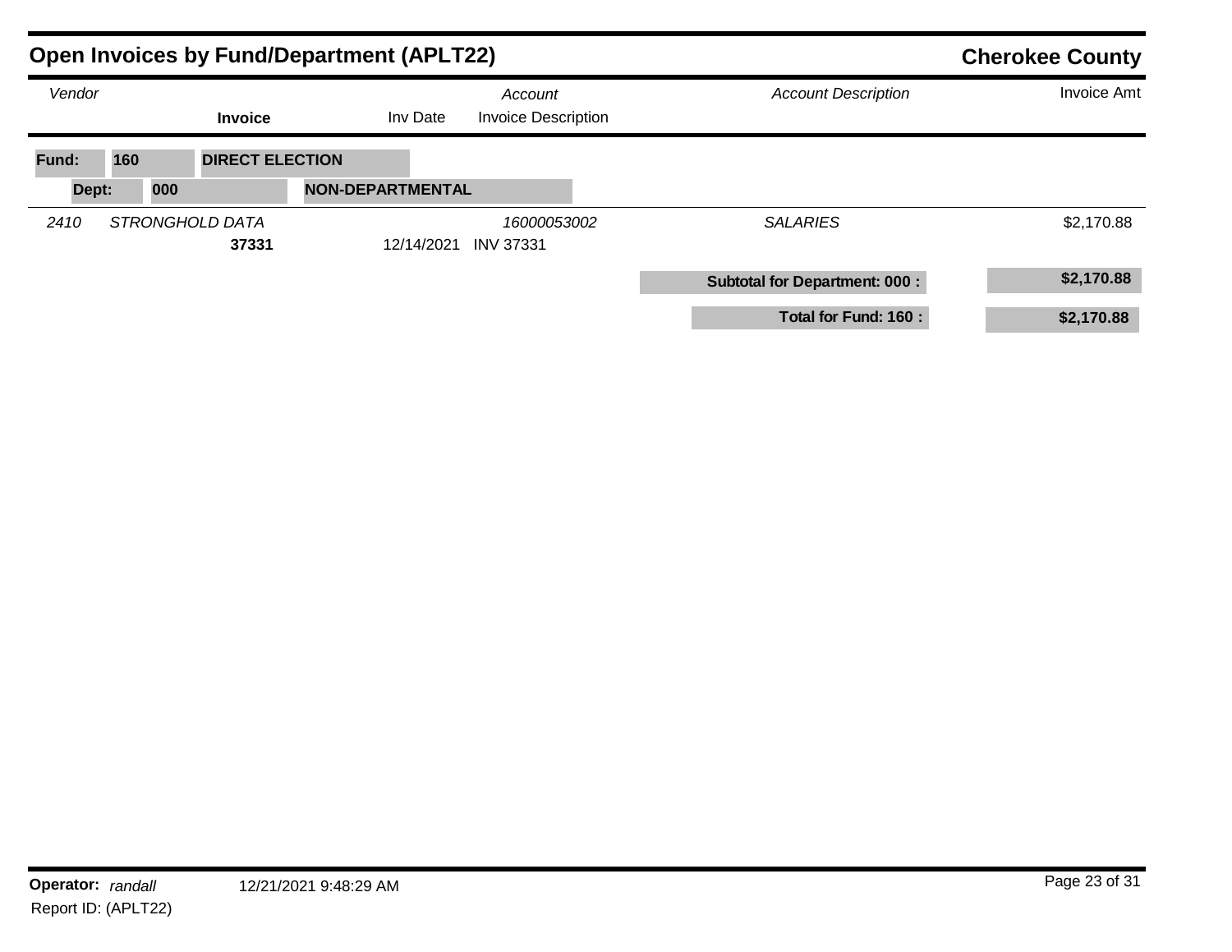## Open Invoices by Fund/Department (APLT22)

**Cherokee County**

| *Vendor* | **Invoice** | Inv Date | *Account* / Invoice Description | *Account Description* | Invoice Amt |
|---|---|---|---|---|---|
| **Fund: 160** | **DIRECT ELECTION** | | | | |
| **Dept: 000** | **NON-DEPARTMENTAL** | | | | |
| *2410 STRONGHOLD DATA* | | | *16000053002* | *SALARIES* | $2,170.88 |
| | **37331** | 12/14/2021 | INV 37331 | | |
| | | | | **Subtotal for Department: 000 :** | **$2,170.88** |
| | | | | **Total for Fund: 160 :** | **$2,170.88** |

**Operator:** *randall* 12/21/2021 9:48:29 AM

Report ID: (APLT22)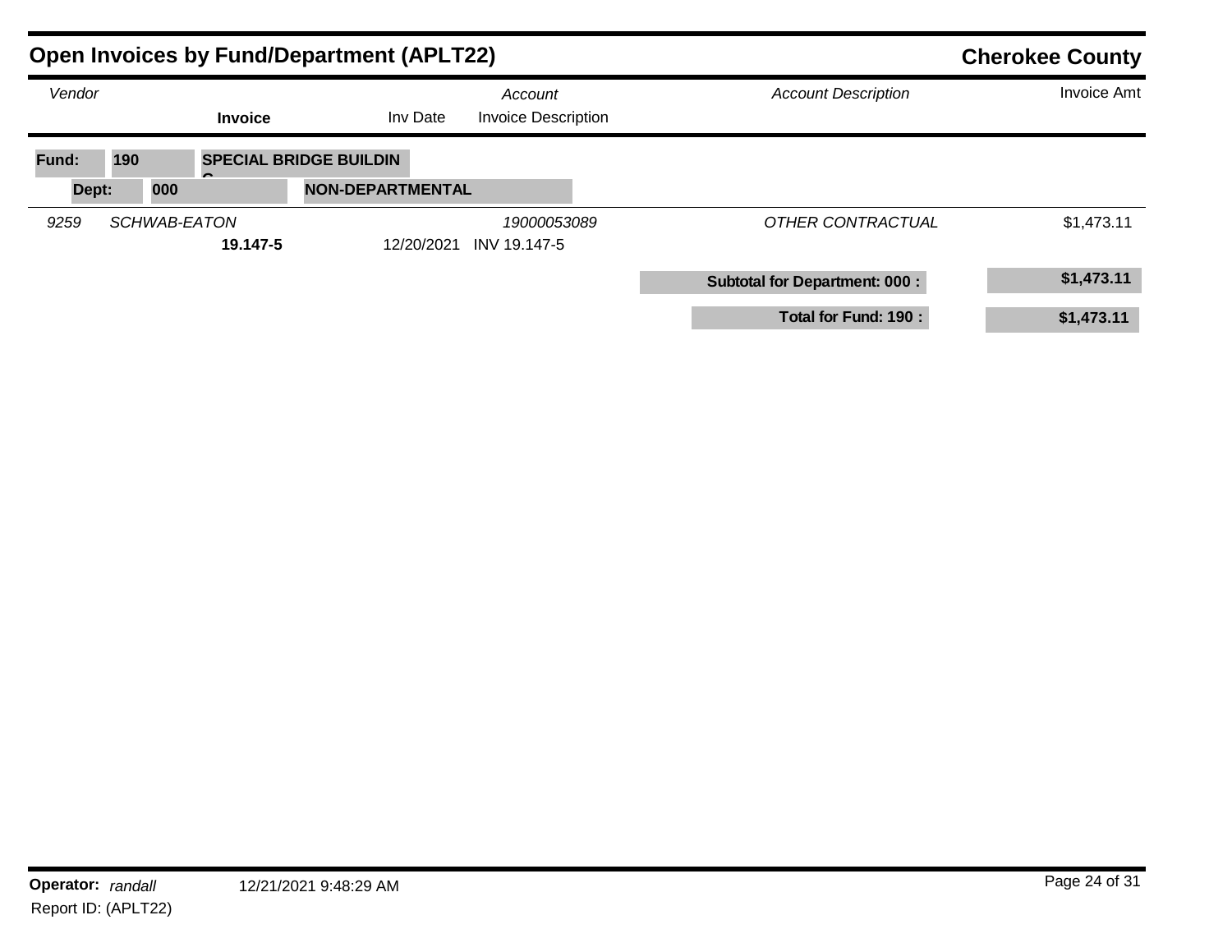## Open Invoices by Fund/Department (APLT22)

**Cherokee County**

| *Vendor* | | **Invoice** | Inv Date | *Account* / Invoice Description | *Account Description* | Invoice Amt |
|---|---|---|---|---|---|---|
| **Fund: 190** | | **SPECIAL BRIDGE BUILDING** | | | | |
| **Dept: 000** | | **NON-DEPARTMENTAL** | | | | |
| *9259* | *SCHWAB-EATON* | | | *19000053089* | *OTHER CONTRACTUAL* | $1,473.11 |
| | | **19.147-5** | 12/20/2021 | INV 19.147-5 | | |
| | | | | | **Subtotal for Department: 000 :** | **$1,473.11** |
| | | | | | **Total for Fund: 190 :** | **$1,473.11** |

**Operator:** *randall* 12/21/2021 9:48:29 AM

Report ID: (APLT22)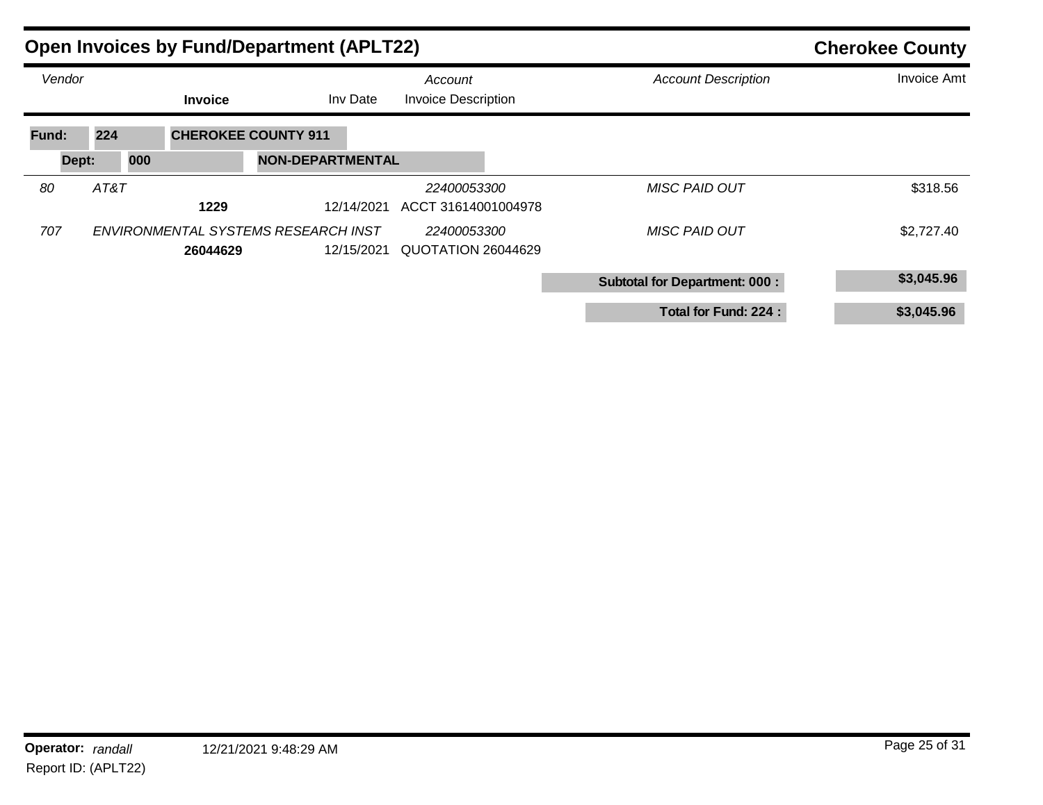## Open Invoices by Fund/Department (APLT22)

**Cherokee County**

| Vendor | | Invoice | Inv Date | Account / Invoice Description | Account Description | Invoice Amt |
|---|---|---|---|---|---|---|
| **Fund: 224** | **CHEROKEE COUNTY 911** | | | | | |
| **Dept: 000** | **NON-DEPARTMENTAL** | | | | | |
| *80* | *AT&T* | | | *22400053300* | *MISC PAID OUT* | $318.56 |
| | | **1229** | 12/14/2021 | ACCT 31614001004978 | | |
| *707* | *ENVIRONMENTAL SYSTEMS RESEARCH INST* | | | *22400053300* | *MISC PAID OUT* | $2,727.40 |
| | | **26044629** | 12/15/2021 | QUOTATION 26044629 | | |
| | | | | | **Subtotal for Department: 000 :** | **$3,045.96** |
| | | | | | **Total for Fund: 224 :** | **$3,045.96** |

**Operator:** *randall* 12/21/2021 9:48:29 AM

Report ID: (APLT22)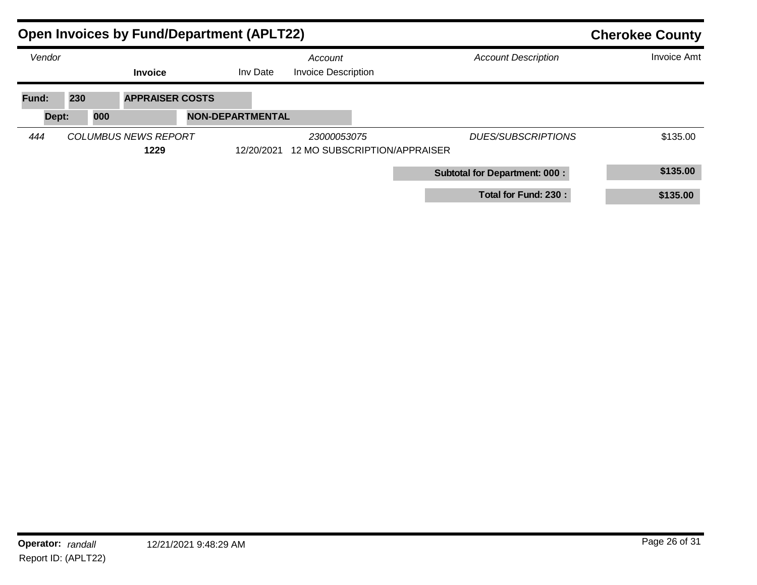## Open Invoices by Fund/Department (APLT22)

**Cherokee County**

| Vendor | | Invoice | Inv Date | Account / Invoice Description | Account Description | Invoice Amt |
|---|---|---|---|---|---|---|
| **Fund: 230** | **APPRAISER COSTS** | | | | | |
| **Dept: 000** | **NON-DEPARTMENTAL** | | | | | |
| *444* | *COLUMBUS NEWS REPORT* | | | *23000053075* | *DUES/SUBSCRIPTIONS* | $135.00 |
| | | **1229** | 12/20/2021 | 12 MO SUBSCRIPTION/APPRAISER | | |
| | | | | | **Subtotal for Department: 000 :** | **$135.00** |
| | | | | | **Total for Fund: 230 :** | **$135.00** |

**Operator:** *randall* 12/21/2021 9:48:29 AM

Report ID: (APLT22)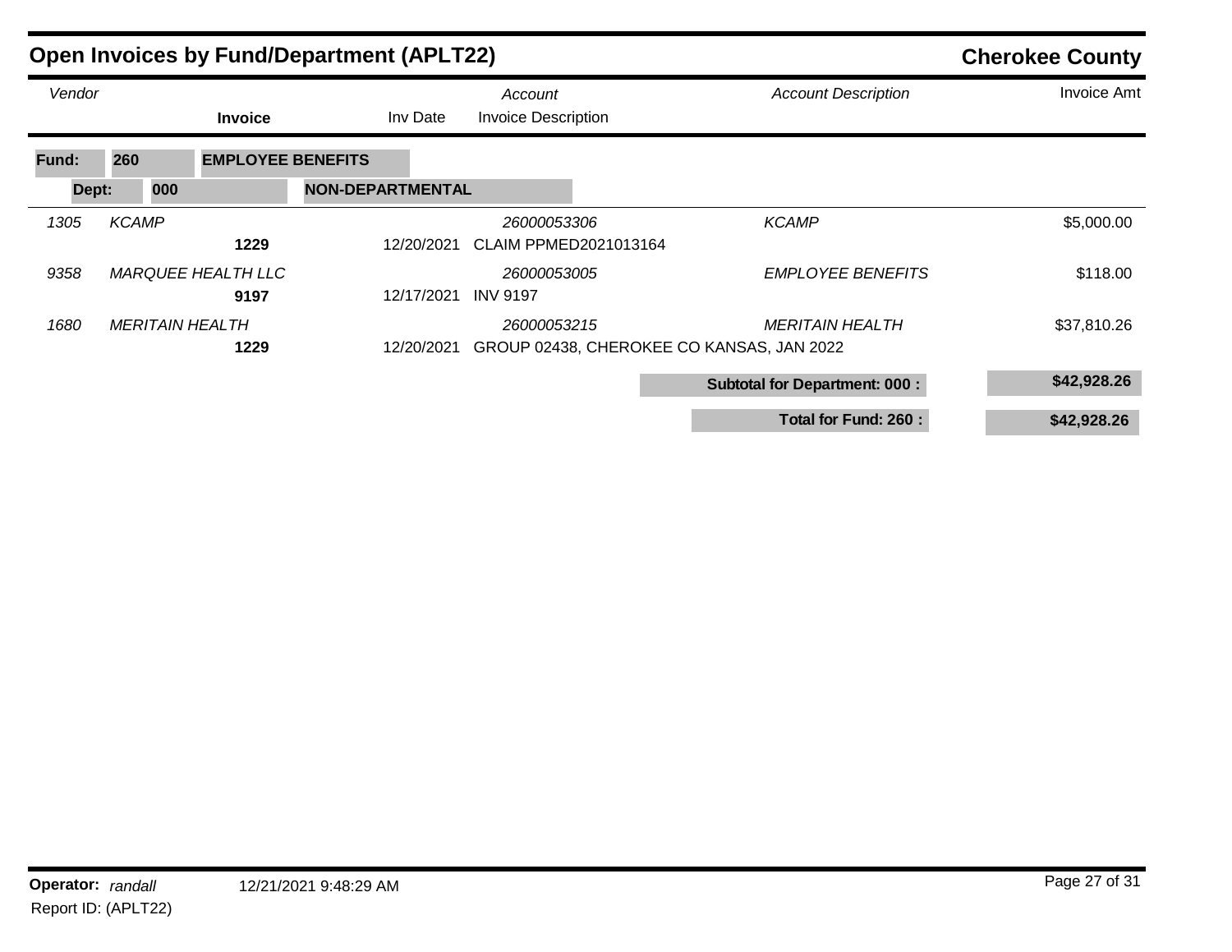# Open Invoices by Fund/Department (APLT22)

**Cherokee County**

| Vendor | | Invoice | Inv Date | Account / Invoice Description | Account Description | Invoice Amt |
|---|---|---|---|---|---|---|
| **Fund: 260** | **EMPLOYEE BENEFITS** | | | | | |
| **Dept: 000** | **NON-DEPARTMENTAL** | | | | | |
| *1305* | *KCAMP* | | | *26000053306* | *KCAMP* | $5,000.00 |
| | | **1229** | 12/20/2021 | CLAIM PPMED2021013164 | | |
| *9358* | *MARQUEE HEALTH LLC* | | | *26000053005* | *EMPLOYEE BENEFITS* | $118.00 |
| | | **9197** | 12/17/2021 | INV 9197 | | |
| *1680* | *MERITAIN HEALTH* | | | *26000053215* | *MERITAIN HEALTH* | $37,810.26 |
| | | **1229** | 12/20/2021 | GROUP 02438, CHEROKEE CO KANSAS, JAN 2022 | | |
| | | | | | **Subtotal for Department: 000 :** | **$42,928.26** |
| | | | | | **Total for Fund: 260 :** | **$42,928.26** |

**Operator:** *randall* 12/21/2021 9:48:29 AM

Report ID: (APLT22)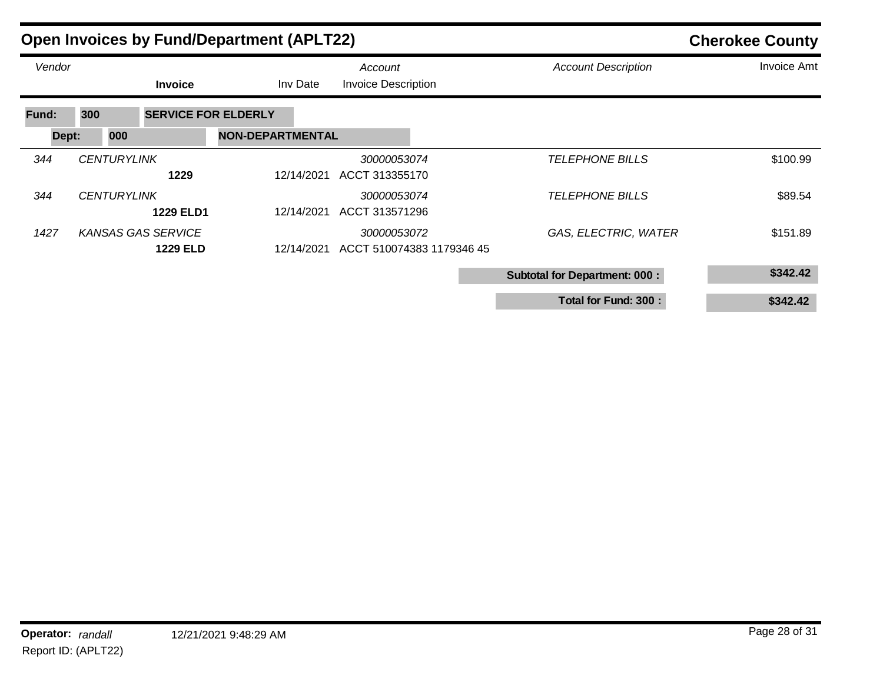# Open Invoices by Fund/Department (APLT22)

**Cherokee County**

| Vendor | | Invoice | Inv Date | Account / Invoice Description | Account Description | Invoice Amt |
|---|---|---|---|---|---|---|
| **Fund: 300** | **SERVICE FOR ELDERLY** | | | | | |
| **Dept: 000** | **NON-DEPARTMENTAL** | | | | | |
| *344* | *CENTURYLINK* | **1229** | 12/14/2021 | *30000053074* ACCT 313355170 | *TELEPHONE BILLS* | $100.99 |
| *344* | *CENTURYLINK* | **1229 ELD1** | 12/14/2021 | *30000053074* ACCT 313571296 | *TELEPHONE BILLS* | $89.54 |
| *1427* | *KANSAS GAS SERVICE* | **1229 ELD** | 12/14/2021 | *30000053072* ACCT 510074383 1179346 45 | *GAS, ELECTRIC, WATER* | $151.89 |
| | | | | | **Subtotal for Department: 000 :** | **$342.42** |
| | | | | | **Total for Fund: 300 :** | **$342.42** |

**Operator:** *randall* 12/21/2021 9:48:29 AM

Report ID: (APLT22)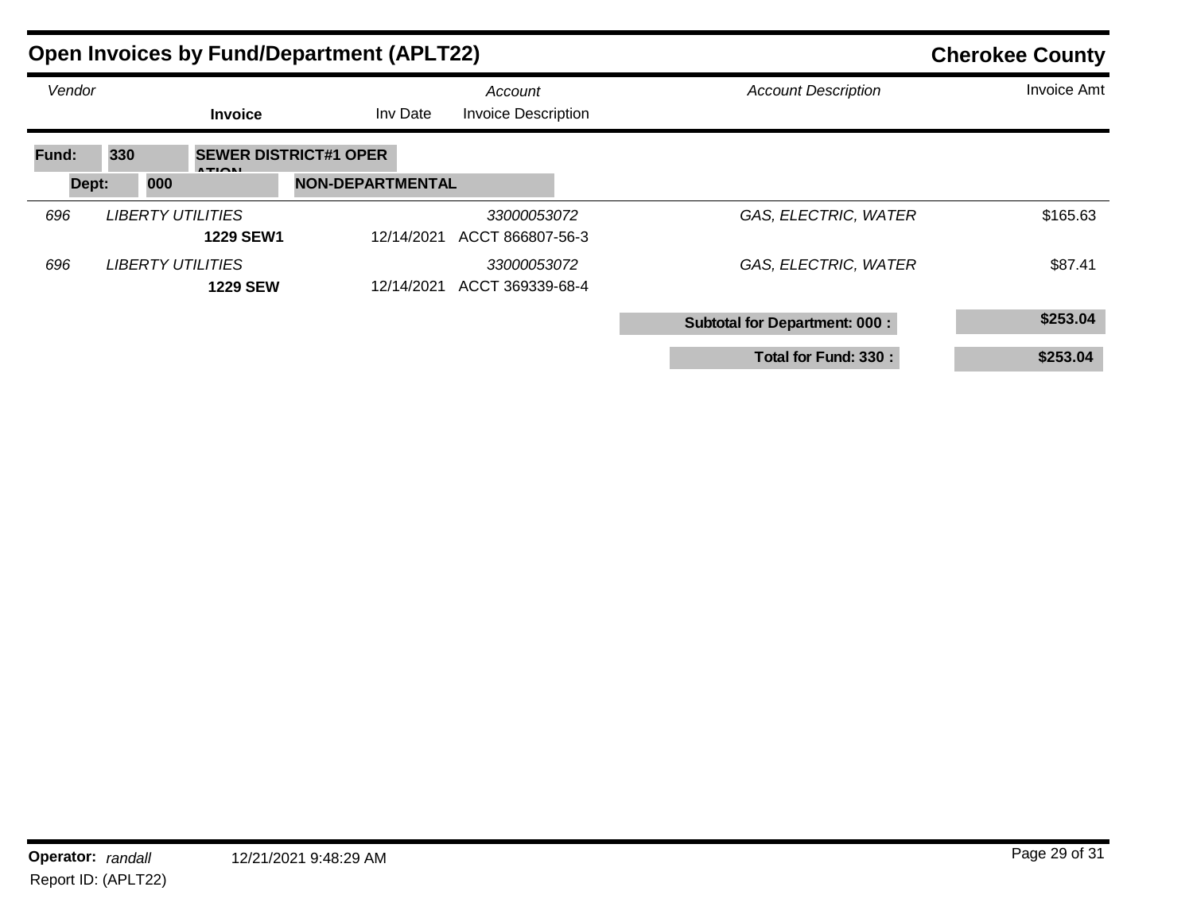# Open Invoices by Fund/Department (APLT22)

**Cherokee County**

| Vendor | | Invoice | Inv Date | Account / Invoice Description | Account Description | Invoice Amt |
|---|---|---|---|---|---|---|
| **Fund: 330** | **SEWER DISTRICT#1 OPERATION** | | | | | |
| **Dept: 000** | **NON-DEPARTMENTAL** | | | | | |
| *696* | *LIBERTY UTILITIES* | | | *33000053072* | *GAS, ELECTRIC, WATER* | $165.63 |
| | | **1229 SEW1** | 12/14/2021 | ACCT 866807-56-3 | | |
| *696* | *LIBERTY UTILITIES* | | | *33000053072* | *GAS, ELECTRIC, WATER* | $87.41 |
| | | **1229 SEW** | 12/14/2021 | ACCT 369339-68-4 | | |
| | | | | | **Subtotal for Department: 000 :** | **$253.04** |
| | | | | | **Total for Fund: 330 :** | **$253.04** |

**Operator:** *randall* 12/21/2021 9:48:29 AM

Report ID: (APLT22)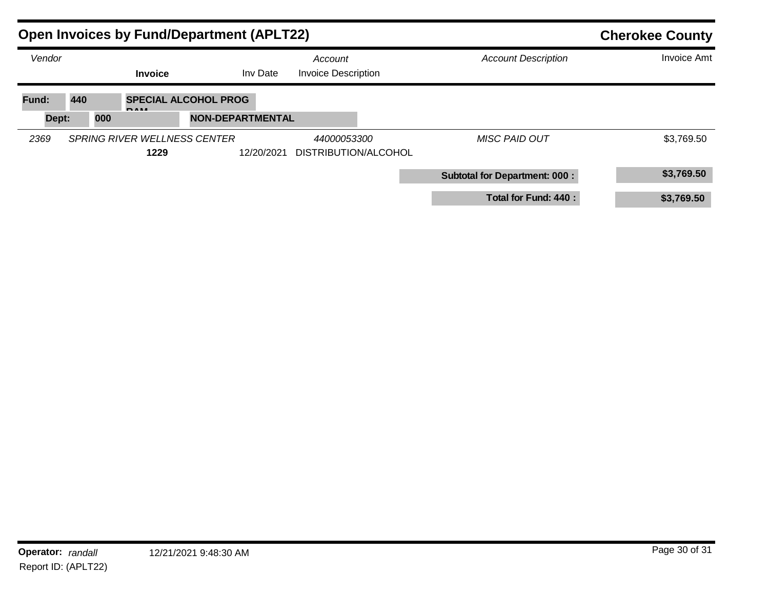## Open Invoices by Fund/Department (APLT22)

**Cherokee County**

| Vendor | | Invoice | Inv Date | Account / Invoice Description | Account Description | Invoice Amt |
|---|---|---|---|---|---|---|
| **Fund: 440** | **SPECIAL ALCOHOL PROGRAM** | | | | | |
| **Dept: 000** | **NON-DEPARTMENTAL** | | | | | |
| *2369* | *SPRING RIVER WELLNESS CENTER* | | | *44000053300* | *MISC PAID OUT* | $3,769.50 |
| | | **1229** | 12/20/2021 | DISTRIBUTION/ALCOHOL | | |
| | | | | | **Subtotal for Department: 000 :** | **$3,769.50** |
| | | | | | **Total for Fund: 440 :** | **$3,769.50** |

**Operator:** *randall* 12/21/2021 9:48:30 AM

Report ID: (APLT22)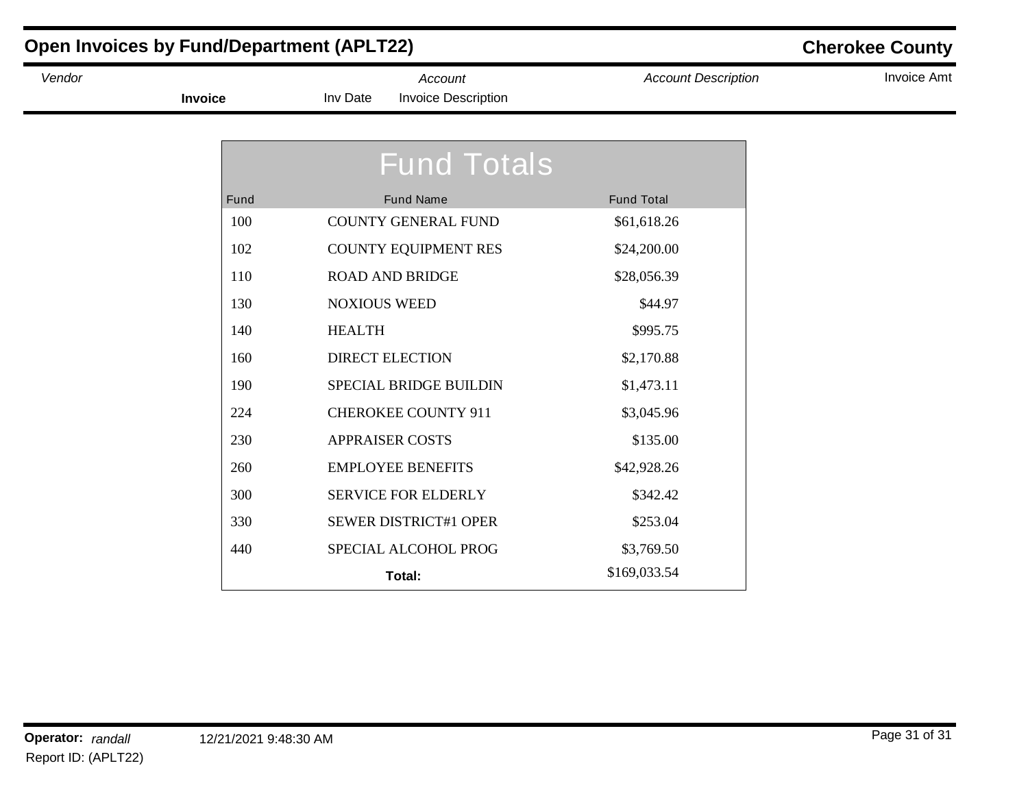## Open Invoices by Fund/Department (APLT22)

**Cherokee County**

| *Vendor* | **Invoice** | Inv Date | *Account* / Invoice Description | *Account Description* | Invoice Amt |
|---|---|---|---|---|---|

## Fund Totals

| Fund | Fund Name | Fund Total |
|---|---|---|
| 100 | COUNTY GENERAL FUND | $61,618.26 |
| 102 | COUNTY EQUIPMENT RES | $24,200.00 |
| 110 | ROAD AND BRIDGE | $28,056.39 |
| 130 | NOXIOUS WEED | $44.97 |
| 140 | HEALTH | $995.75 |
| 160 | DIRECT ELECTION | $2,170.88 |
| 190 | SPECIAL BRIDGE BUILDIN | $1,473.11 |
| 224 | CHEROKEE COUNTY 911 | $3,045.96 |
| 230 | APPRAISER COSTS | $135.00 |
| 260 | EMPLOYEE BENEFITS | $42,928.26 |
| 300 | SERVICE FOR ELDERLY | $342.42 |
| 330 | SEWER DISTRICT#1 OPER | $253.04 |
| 440 | SPECIAL ALCOHOL PROG | $3,769.50 |
| | **Total:** | $169,033.54 |

**Operator:** *randall* 12/21/2021 9:48:30 AM
Report ID: (APLT22)